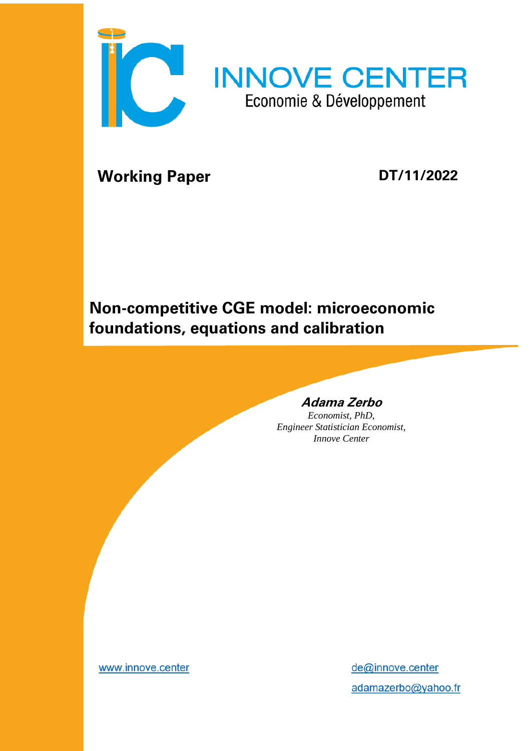INNOVE CENTER

Economie & Développement

**Working Paper** **DT/11/2022**

# Non-competitive CGE model: microeconomic foundations, equations and calibration

***Adama Zerbo***

*Economist, PhD,*

*Engineer Statistician Economist,*

*Innove Center*

www.innove.center

de@innove.center

adamazerbo@yahoo.fr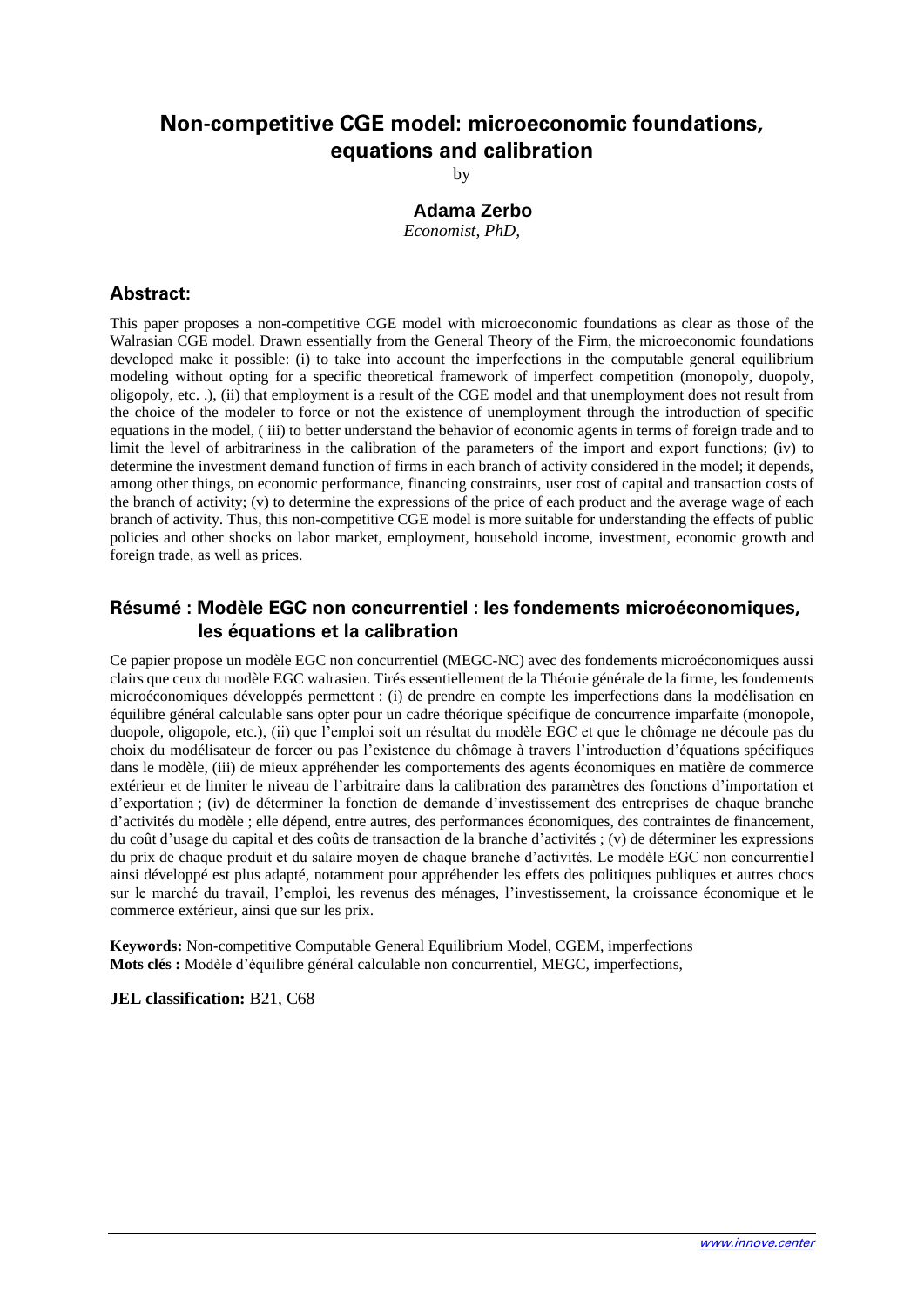# Non-competitive CGE model: microeconomic foundations, equations and calibration

by

**Adama Zerbo**

*Economist, PhD,*

## Abstract:

This paper proposes a non-competitive CGE model with microeconomic foundations as clear as those of the Walrasian CGE model. Drawn essentially from the General Theory of the Firm, the microeconomic foundations developed make it possible: (i) to take into account the imperfections in the computable general equilibrium modeling without opting for a specific theoretical framework of imperfect competition (monopoly, duopoly, oligopoly, etc. .), (ii) that employment is a result of the CGE model and that unemployment does not result from the choice of the modeler to force or not the existence of unemployment through the introduction of specific equations in the model, ( iii) to better understand the behavior of economic agents in terms of foreign trade and to limit the level of arbitrariness in the calibration of the parameters of the import and export functions; (iv) to determine the investment demand function of firms in each branch of activity considered in the model; it depends, among other things, on economic performance, financing constraints, user cost of capital and transaction costs of the branch of activity; (v) to determine the expressions of the price of each product and the average wage of each branch of activity. Thus, this non-competitive CGE model is more suitable for understanding the effects of public policies and other shocks on labor market, employment, household income, investment, economic growth and foreign trade, as well as prices.

## Résumé : Modèle EGC non concurrentiel : les fondements microéconomiques, les équations et la calibration

Ce papier propose un modèle EGC non concurrentiel (MEGC-NC) avec des fondements microéconomiques aussi clairs que ceux du modèle EGC walrasien. Tirés essentiellement de la Théorie générale de la firme, les fondements microéconomiques développés permettent : (i) de prendre en compte les imperfections dans la modélisation en équilibre général calculable sans opter pour un cadre théorique spécifique de concurrence imparfaite (monopole, duopole, oligopole, etc.), (ii) que l'emploi soit un résultat du modèle EGC et que le chômage ne découle pas du choix du modélisateur de forcer ou pas l'existence du chômage à travers l'introduction d'équations spécifiques dans le modèle, (iii) de mieux appréhender les comportements des agents économiques en matière de commerce extérieur et de limiter le niveau de l'arbitraire dans la calibration des paramètres des fonctions d'importation et d'exportation ; (iv) de déterminer la fonction de demande d'investissement des entreprises de chaque branche d'activités du modèle ; elle dépend, entre autres, des performances économiques, des contraintes de financement, du coût d'usage du capital et des coûts de transaction de la branche d'activités ; (v) de déterminer les expressions du prix de chaque produit et du salaire moyen de chaque branche d'activités. Le modèle EGC non concurrentiel ainsi développé est plus adapté, notamment pour appréhender les effets des politiques publiques et autres chocs sur le marché du travail, l'emploi, les revenus des ménages, l'investissement, la croissance économique et le commerce extérieur, ainsi que sur les prix.

**Keywords:** Non-competitive Computable General Equilibrium Model, CGEM, imperfections
**Mots clés :** Modèle d'équilibre général calculable non concurrentiel, MEGC, imperfections,

**JEL classification:** B21, C68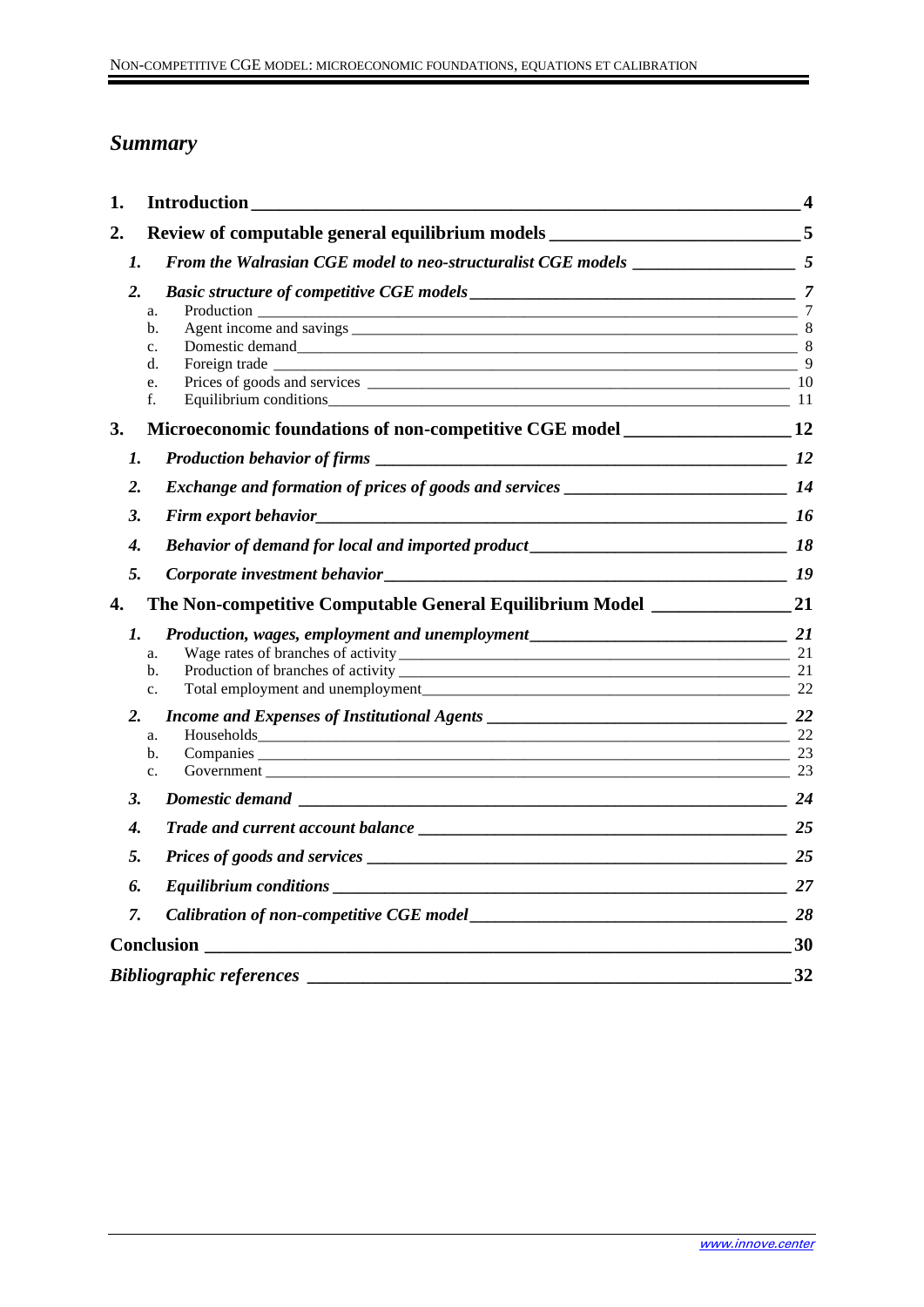## *Summary*

**1. Introduction** — 4

**2. Review of computable general equilibrium models** — 5

- ***1. From the Walrasian CGE model to neo-structuralist CGE models*** — *5*
- ***2. Basic structure of competitive CGE models*** — *7*
  - a. Production — 7
  - b. Agent income and savings — 8
  - c. Domestic demand — 8
  - d. Foreign trade — 9
  - e. Prices of goods and services — 10
  - f. Equilibrium conditions — 11

**3. Microeconomic foundations of non-competitive CGE model** — 12

- ***1. Production behavior of firms*** — *12*
- ***2. Exchange and formation of prices of goods and services*** — *14*
- ***3. Firm export behavior*** — *16*
- ***4. Behavior of demand for local and imported product*** — *18*
- ***5. Corporate investment behavior*** — *19*

**4. The Non-competitive Computable General Equilibrium Model** — 21

- ***1. Production, wages, employment and unemployment*** — *21*
  - a. Wage rates of branches of activity — 21
  - b. Production of branches of activity — 21
  - c. Total employment and unemployment — 22
- ***2. Income and Expenses of Institutional Agents*** — *22*
  - a. Households — 22
  - b. Companies — 23
  - c. Government — 23
- ***3. Domestic demand*** — *24*
- ***4. Trade and current account balance*** — *25*
- ***5. Prices of goods and services*** — *25*
- ***6. Equilibrium conditions*** — *27*
- ***7. Calibration of non-competitive CGE model*** — *28*

**Conclusion** — 30

***Bibliographic references*** — 32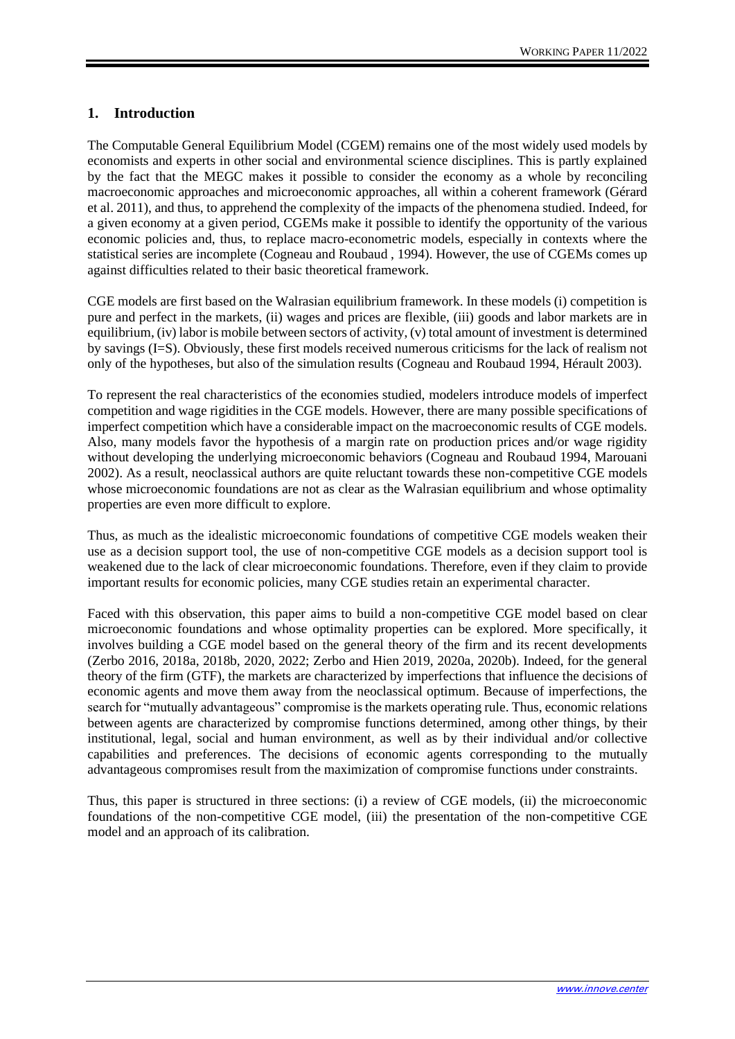## 1. Introduction

The Computable General Equilibrium Model (CGEM) remains one of the most widely used models by economists and experts in other social and environmental science disciplines. This is partly explained by the fact that the MEGC makes it possible to consider the economy as a whole by reconciling macroeconomic approaches and microeconomic approaches, all within a coherent framework (Gérard et al. 2011), and thus, to apprehend the complexity of the impacts of the phenomena studied. Indeed, for a given economy at a given period, CGEMs make it possible to identify the opportunity of the various economic policies and, thus, to replace macro-econometric models, especially in contexts where the statistical series are incomplete (Cogneau and Roubaud , 1994). However, the use of CGEMs comes up against difficulties related to their basic theoretical framework.

CGE models are first based on the Walrasian equilibrium framework. In these models (i) competition is pure and perfect in the markets, (ii) wages and prices are flexible, (iii) goods and labor markets are in equilibrium, (iv) labor is mobile between sectors of activity, (v) total amount of investment is determined by savings (I=S). Obviously, these first models received numerous criticisms for the lack of realism not only of the hypotheses, but also of the simulation results (Cogneau and Roubaud 1994, Hérault 2003).

To represent the real characteristics of the economies studied, modelers introduce models of imperfect competition and wage rigidities in the CGE models. However, there are many possible specifications of imperfect competition which have a considerable impact on the macroeconomic results of CGE models. Also, many models favor the hypothesis of a margin rate on production prices and/or wage rigidity without developing the underlying microeconomic behaviors (Cogneau and Roubaud 1994, Marouani 2002). As a result, neoclassical authors are quite reluctant towards these non-competitive CGE models whose microeconomic foundations are not as clear as the Walrasian equilibrium and whose optimality properties are even more difficult to explore.

Thus, as much as the idealistic microeconomic foundations of competitive CGE models weaken their use as a decision support tool, the use of non-competitive CGE models as a decision support tool is weakened due to the lack of clear microeconomic foundations. Therefore, even if they claim to provide important results for economic policies, many CGE studies retain an experimental character.

Faced with this observation, this paper aims to build a non-competitive CGE model based on clear microeconomic foundations and whose optimality properties can be explored. More specifically, it involves building a CGE model based on the general theory of the firm and its recent developments (Zerbo 2016, 2018a, 2018b, 2020, 2022; Zerbo and Hien 2019, 2020a, 2020b). Indeed, for the general theory of the firm (GTF), the markets are characterized by imperfections that influence the decisions of economic agents and move them away from the neoclassical optimum. Because of imperfections, the search for "mutually advantageous" compromise is the markets operating rule. Thus, economic relations between agents are characterized by compromise functions determined, among other things, by their institutional, legal, social and human environment, as well as by their individual and/or collective capabilities and preferences. The decisions of economic agents corresponding to the mutually advantageous compromises result from the maximization of compromise functions under constraints.

Thus, this paper is structured in three sections: (i) a review of CGE models, (ii) the microeconomic foundations of the non-competitive CGE model, (iii) the presentation of the non-competitive CGE model and an approach of its calibration.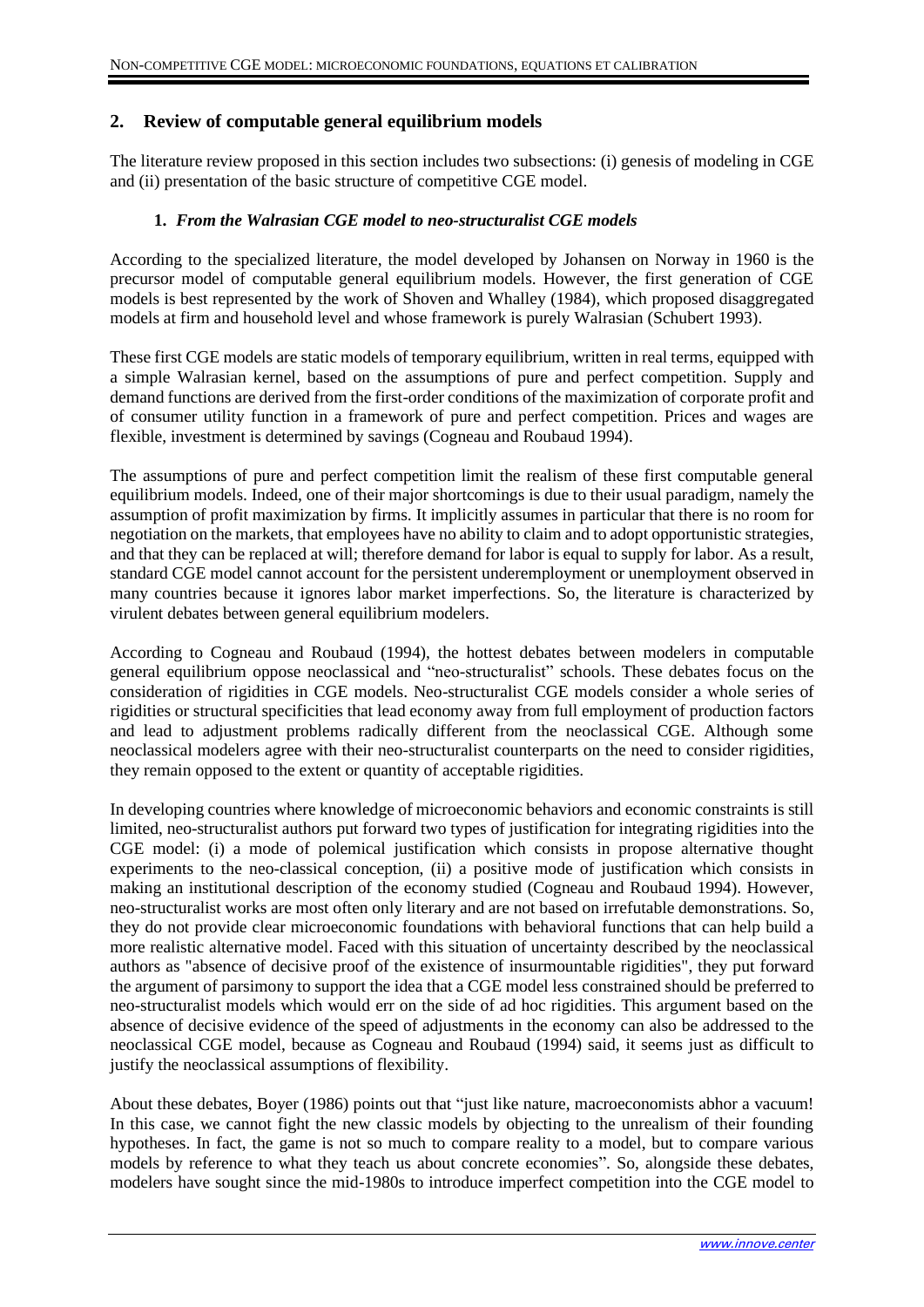## 2. Review of computable general equilibrium models

The literature review proposed in this section includes two subsections: (i) genesis of modeling in CGE and (ii) presentation of the basic structure of competitive CGE model.

### 1. *From the Walrasian CGE model to neo-structuralist CGE models*

According to the specialized literature, the model developed by Johansen on Norway in 1960 is the precursor model of computable general equilibrium models. However, the first generation of CGE models is best represented by the work of Shoven and Whalley (1984), which proposed disaggregated models at firm and household level and whose framework is purely Walrasian (Schubert 1993).

These first CGE models are static models of temporary equilibrium, written in real terms, equipped with a simple Walrasian kernel, based on the assumptions of pure and perfect competition. Supply and demand functions are derived from the first-order conditions of the maximization of corporate profit and of consumer utility function in a framework of pure and perfect competition. Prices and wages are flexible, investment is determined by savings (Cogneau and Roubaud 1994).

The assumptions of pure and perfect competition limit the realism of these first computable general equilibrium models. Indeed, one of their major shortcomings is due to their usual paradigm, namely the assumption of profit maximization by firms. It implicitly assumes in particular that there is no room for negotiation on the markets, that employees have no ability to claim and to adopt opportunistic strategies, and that they can be replaced at will; therefore demand for labor is equal to supply for labor. As a result, standard CGE model cannot account for the persistent underemployment or unemployment observed in many countries because it ignores labor market imperfections. So, the literature is characterized by virulent debates between general equilibrium modelers.

According to Cogneau and Roubaud (1994), the hottest debates between modelers in computable general equilibrium oppose neoclassical and "neo-structuralist" schools. These debates focus on the consideration of rigidities in CGE models. Neo-structuralist CGE models consider a whole series of rigidities or structural specificities that lead economy away from full employment of production factors and lead to adjustment problems radically different from the neoclassical CGE. Although some neoclassical modelers agree with their neo-structuralist counterparts on the need to consider rigidities, they remain opposed to the extent or quantity of acceptable rigidities.

In developing countries where knowledge of microeconomic behaviors and economic constraints is still limited, neo-structuralist authors put forward two types of justification for integrating rigidities into the CGE model: (i) a mode of polemical justification which consists in propose alternative thought experiments to the neo-classical conception, (ii) a positive mode of justification which consists in making an institutional description of the economy studied (Cogneau and Roubaud 1994). However, neo-structuralist works are most often only literary and are not based on irrefutable demonstrations. So, they do not provide clear microeconomic foundations with behavioral functions that can help build a more realistic alternative model. Faced with this situation of uncertainty described by the neoclassical authors as "absence of decisive proof of the existence of insurmountable rigidities", they put forward the argument of parsimony to support the idea that a CGE model less constrained should be preferred to neo-structuralist models which would err on the side of ad hoc rigidities. This argument based on the absence of decisive evidence of the speed of adjustments in the economy can also be addressed to the neoclassical CGE model, because as Cogneau and Roubaud (1994) said, it seems just as difficult to justify the neoclassical assumptions of flexibility.

About these debates, Boyer (1986) points out that "just like nature, macroeconomists abhor a vacuum! In this case, we cannot fight the new classic models by objecting to the unrealism of their founding hypotheses. In fact, the game is not so much to compare reality to a model, but to compare various models by reference to what they teach us about concrete economies". So, alongside these debates, modelers have sought since the mid-1980s to introduce imperfect competition into the CGE model to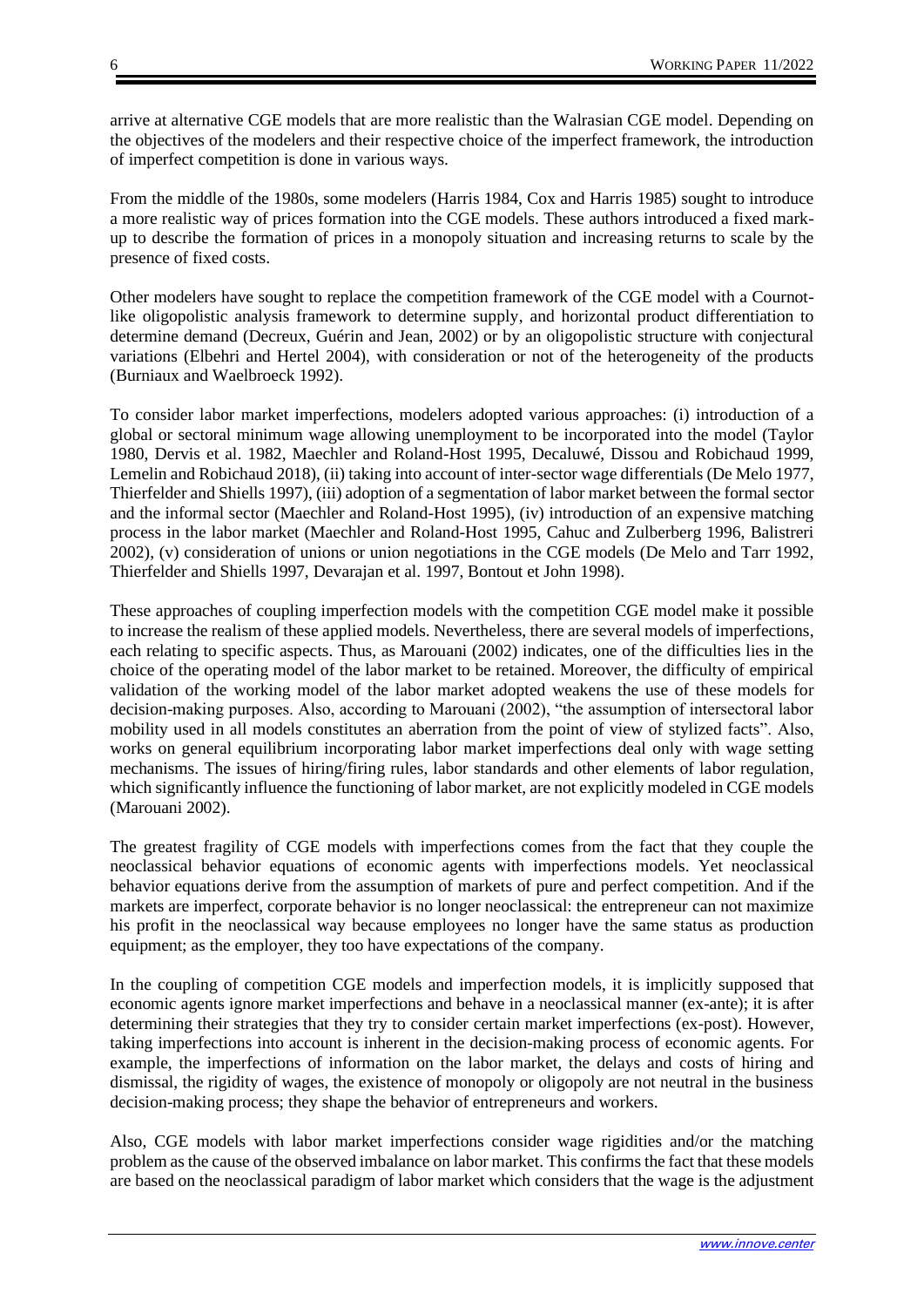arrive at alternative CGE models that are more realistic than the Walrasian CGE model. Depending on the objectives of the modelers and their respective choice of the imperfect framework, the introduction of imperfect competition is done in various ways.

From the middle of the 1980s, some modelers (Harris 1984, Cox and Harris 1985) sought to introduce a more realistic way of prices formation into the CGE models. These authors introduced a fixed mark-up to describe the formation of prices in a monopoly situation and increasing returns to scale by the presence of fixed costs.

Other modelers have sought to replace the competition framework of the CGE model with a Cournot-like oligopolistic analysis framework to determine supply, and horizontal product differentiation to determine demand (Decreux, Guérin and Jean, 2002) or by an oligopolistic structure with conjectural variations (Elbehri and Hertel 2004), with consideration or not of the heterogeneity of the products (Burniaux and Waelbroeck 1992).

To consider labor market imperfections, modelers adopted various approaches: (i) introduction of a global or sectoral minimum wage allowing unemployment to be incorporated into the model (Taylor 1980, Dervis et al. 1982, Maechler and Roland-Host 1995, Decaluwé, Dissou and Robichaud 1999, Lemelin and Robichaud 2018), (ii) taking into account of inter-sector wage differentials (De Melo 1977, Thierfelder and Shiells 1997), (iii) adoption of a segmentation of labor market between the formal sector and the informal sector (Maechler and Roland-Host 1995), (iv) introduction of an expensive matching process in the labor market (Maechler and Roland-Host 1995, Cahuc and Zulberberg 1996, Balistreri 2002), (v) consideration of unions or union negotiations in the CGE models (De Melo and Tarr 1992, Thierfelder and Shiells 1997, Devarajan et al. 1997, Bontout et John 1998).

These approaches of coupling imperfection models with the competition CGE model make it possible to increase the realism of these applied models. Nevertheless, there are several models of imperfections, each relating to specific aspects. Thus, as Marouani (2002) indicates, one of the difficulties lies in the choice of the operating model of the labor market to be retained. Moreover, the difficulty of empirical validation of the working model of the labor market adopted weakens the use of these models for decision-making purposes. Also, according to Marouani (2002), "the assumption of intersectoral labor mobility used in all models constitutes an aberration from the point of view of stylized facts". Also, works on general equilibrium incorporating labor market imperfections deal only with wage setting mechanisms. The issues of hiring/firing rules, labor standards and other elements of labor regulation, which significantly influence the functioning of labor market, are not explicitly modeled in CGE models (Marouani 2002).

The greatest fragility of CGE models with imperfections comes from the fact that they couple the neoclassical behavior equations of economic agents with imperfections models. Yet neoclassical behavior equations derive from the assumption of markets of pure and perfect competition. And if the markets are imperfect, corporate behavior is no longer neoclassical: the entrepreneur can not maximize his profit in the neoclassical way because employees no longer have the same status as production equipment; as the employer, they too have expectations of the company.

In the coupling of competition CGE models and imperfection models, it is implicitly supposed that economic agents ignore market imperfections and behave in a neoclassical manner (ex-ante); it is after determining their strategies that they try to consider certain market imperfections (ex-post). However, taking imperfections into account is inherent in the decision-making process of economic agents. For example, the imperfections of information on the labor market, the delays and costs of hiring and dismissal, the rigidity of wages, the existence of monopoly or oligopoly are not neutral in the business decision-making process; they shape the behavior of entrepreneurs and workers.

Also, CGE models with labor market imperfections consider wage rigidities and/or the matching problem as the cause of the observed imbalance on labor market. This confirms the fact that these models are based on the neoclassical paradigm of labor market which considers that the wage is the adjustment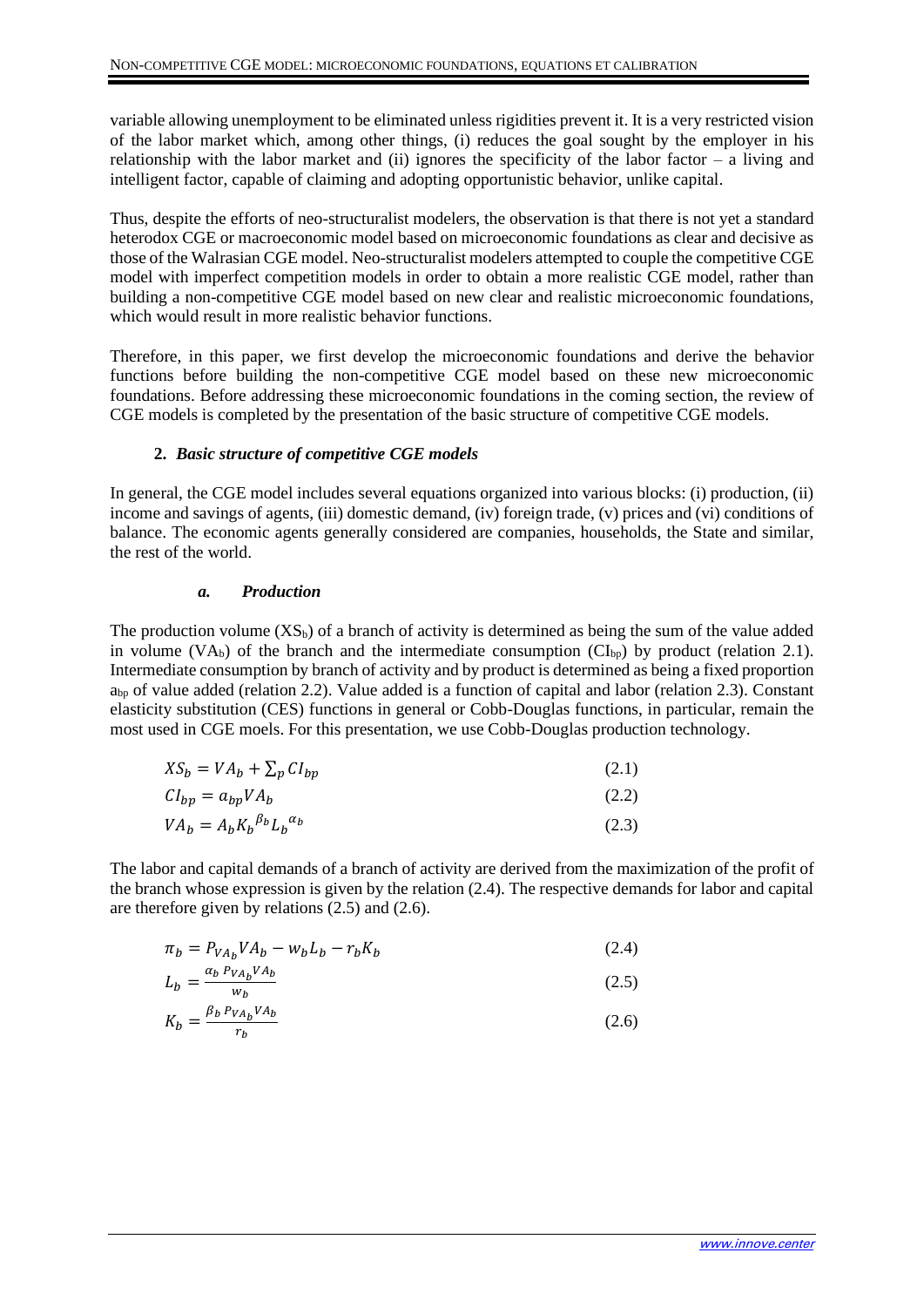variable allowing unemployment to be eliminated unless rigidities prevent it. It is a very restricted vision of the labor market which, among other things, (i) reduces the goal sought by the employer in his relationship with the labor market and (ii) ignores the specificity of the labor factor – a living and intelligent factor, capable of claiming and adopting opportunistic behavior, unlike capital.

Thus, despite the efforts of neo-structuralist modelers, the observation is that there is not yet a standard heterodox CGE or macroeconomic model based on microeconomic foundations as clear and decisive as those of the Walrasian CGE model. Neo-structuralist modelers attempted to couple the competitive CGE model with imperfect competition models in order to obtain a more realistic CGE model, rather than building a non-competitive CGE model based on new clear and realistic microeconomic foundations, which would result in more realistic behavior functions.

Therefore, in this paper, we first develop the microeconomic foundations and derive the behavior functions before building the non-competitive CGE model based on these new microeconomic foundations. Before addressing these microeconomic foundations in the coming section, the review of CGE models is completed by the presentation of the basic structure of competitive CGE models.

## 2. *Basic structure of competitive CGE models*

In general, the CGE model includes several equations organized into various blocks: (i) production, (ii) income and savings of agents, (iii) domestic demand, (iv) foreign trade, (v) prices and (vi) conditions of balance. The economic agents generally considered are companies, households, the State and similar, the rest of the world.

### *a. Production*

The production volume ($XS_b$) of a branch of activity is determined as being the sum of the value added in volume ($VA_b$) of the branch and the intermediate consumption ($CI_{bp}$) by product (relation 2.1). Intermediate consumption by branch of activity and by product is determined as being a fixed proportion $a_{bp}$ of value added (relation 2.2). Value added is a function of capital and labor (relation 2.3). Constant elasticity substitution (CES) functions in general or Cobb-Douglas functions, in particular, remain the most used in CGE moels. For this presentation, we use Cobb-Douglas production technology.

$$XS_b = VA_b + \sum_p CI_{bp} \tag{2.1}$$

$$CI_{bp} = a_{bp} VA_b \tag{2.2}$$

$$VA_b = A_b K_b^{\beta_b} L_b^{\alpha_b} \tag{2.3}$$

The labor and capital demands of a branch of activity are derived from the maximization of the profit of the branch whose expression is given by the relation (2.4). The respective demands for labor and capital are therefore given by relations (2.5) and (2.6).

$$\pi_b = P_{VA_b} VA_b - w_b L_b - r_b K_b \tag{2.4}$$

$$L_b = \frac{\alpha_b P_{VA_b} VA_b}{w_b} \tag{2.5}$$

$$K_b = \frac{\beta_b P_{VA_b} VA_b}{r_b} \tag{2.6}$$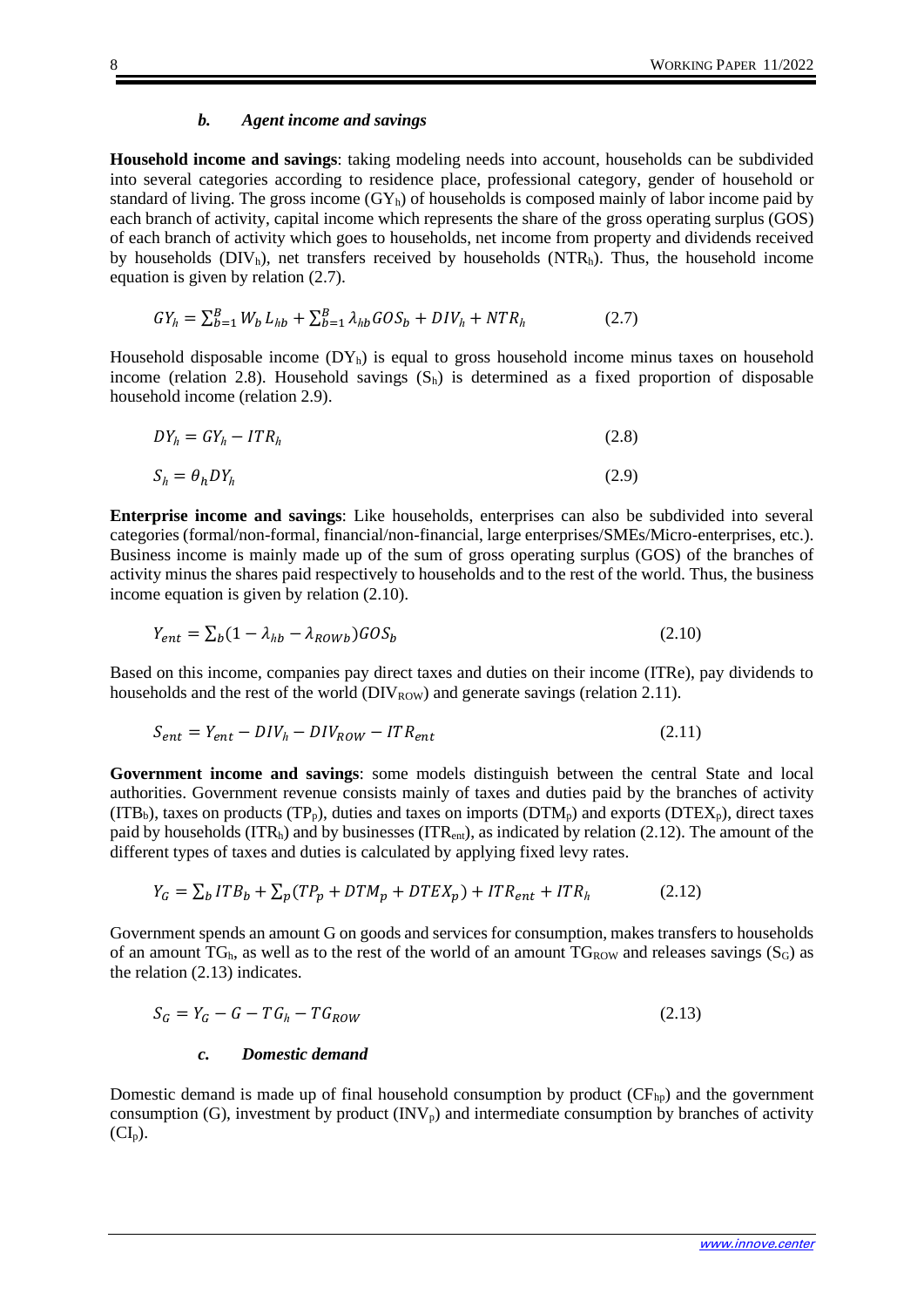### *b. Agent income and savings*

**Household income and savings**: taking modeling needs into account, households can be subdivided into several categories according to residence place, professional category, gender of household or standard of living. The gross income ($GY_h$) of households is composed mainly of labor income paid by each branch of activity, capital income which represents the share of the gross operating surplus (GOS) of each branch of activity which goes to households, net income from property and dividends received by households ($DIV_h$), net transfers received by households ($NTR_h$). Thus, the household income equation is given by relation (2.7).

$$GY_h = \sum_{b=1}^{B} W_b L_{hb} + \sum_{b=1}^{B} \lambda_{hb} GOS_b + DIV_h + NTR_h \qquad (2.7)$$

Household disposable income ($DY_h$) is equal to gross household income minus taxes on household income (relation 2.8). Household savings ($S_h$) is determined as a fixed proportion of disposable household income (relation 2.9).

$$DY_h = GY_h - ITR_h \qquad (2.8)$$

$$S_h = \theta_h DY_h \qquad (2.9)$$

**Enterprise income and savings**: Like households, enterprises can also be subdivided into several categories (formal/non-formal, financial/non-financial, large enterprises/SMEs/Micro-enterprises, etc.). Business income is mainly made up of the sum of gross operating surplus (GOS) of the branches of activity minus the shares paid respectively to households and to the rest of the world. Thus, the business income equation is given by relation (2.10).

$$Y_{ent} = \sum_b (1 - \lambda_{hb} - \lambda_{ROWb}) GOS_b \qquad (2.10)$$

Based on this income, companies pay direct taxes and duties on their income (ITRe), pay dividends to households and the rest of the world ($DIV_{ROW}$) and generate savings (relation 2.11).

$$S_{ent} = Y_{ent} - DIV_h - DIV_{ROW} - ITR_{ent} \qquad (2.11)$$

**Government income and savings**: some models distinguish between the central State and local authorities. Government revenue consists mainly of taxes and duties paid by the branches of activity ($ITB_b$), taxes on products ($TP_p$), duties and taxes on imports ($DTM_p$) and exports ($DTEX_p$), direct taxes paid by households ($ITR_h$) and by businesses ($ITR_{ent}$), as indicated by relation (2.12). The amount of the different types of taxes and duties is calculated by applying fixed levy rates.

$$Y_G = \sum_b ITB_b + \sum_p (TP_p + DTM_p + DTEX_p) + ITR_{ent} + ITR_h \qquad (2.12)$$

Government spends an amount G on goods and services for consumption, makes transfers to households of an amount $TG_h$, as well as to the rest of the world of an amount $TG_{ROW}$ and releases savings ($S_G$) as the relation (2.13) indicates.

$$S_G = Y_G - G - TG_h - TG_{ROW} \qquad (2.13)$$

### *c. Domestic demand*

Domestic demand is made up of final household consumption by product ($CF_{hp}$) and the government consumption (G), investment by product ($INV_p$) and intermediate consumption by branches of activity ($CI_p$).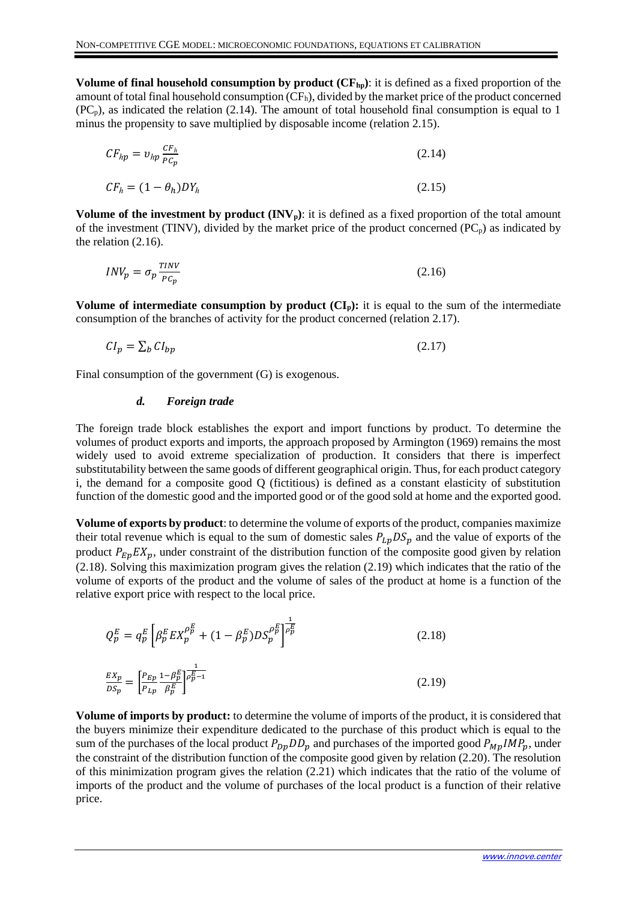**Volume of final household consumption by product ($CF_{hp}$)**: it is defined as a fixed proportion of the amount of total final household consumption ($CF_h$), divided by the market price of the product concerned ($PC_p$), as indicated the relation (2.14). The amount of total household final consumption is equal to 1 minus the propensity to save multiplied by disposable income (relation 2.15).

$$CF_{hp} = \upsilon_{hp} \frac{CF_h}{PC_p} \tag{2.14}$$

$$CF_h = (1 - \theta_h) DY_h \tag{2.15}$$

**Volume of the investment by product ($INV_p$)**: it is defined as a fixed proportion of the total amount of the investment (TINV), divided by the market price of the product concerned ($PC_p$) as indicated by the relation (2.16).

$$INV_p = \sigma_p \frac{TINV}{PC_p} \tag{2.16}$$

**Volume of intermediate consumption by product ($CI_p$):** it is equal to the sum of the intermediate consumption of the branches of activity for the product concerned (relation 2.17).

$$CI_p = \sum_b CI_{bp} \tag{2.17}$$

Final consumption of the government (G) is exogenous.

### *d. Foreign trade*

The foreign trade block establishes the export and import functions by product. To determine the volumes of product exports and imports, the approach proposed by Armington (1969) remains the most widely used to avoid extreme specialization of production. It considers that there is imperfect substitutability between the same goods of different geographical origin. Thus, for each product category i, the demand for a composite good Q (fictitious) is defined as a constant elasticity of substitution function of the domestic good and the imported good or of the good sold at home and the exported good.

**Volume of exports by product**: to determine the volume of exports of the product, companies maximize their total revenue which is equal to the sum of domestic sales $P_{Lp}DS_p$ and the value of exports of the product $P_{Ep}EX_p$, under constraint of the distribution function of the composite good given by relation (2.18). Solving this maximization program gives the relation (2.19) which indicates that the ratio of the volume of exports of the product and the volume of sales of the product at home is a function of the relative export price with respect to the local price.

$$Q_p^E = q_p^E \left[ \beta_p^E EX_p^{\rho_p^E} + (1 - \beta_p^E) DS_p^{\rho_p^E} \right]^{\frac{1}{\rho_p^E}} \tag{2.18}$$

$$\frac{EX_p}{DS_p} = \left[ \frac{P_{Ep}}{P_{Lp}} \frac{1 - \beta_p^E}{\beta_p^E} \right]^{\frac{1}{\rho_p^E - 1}} \tag{2.19}$$

**Volume of imports by product:** to determine the volume of imports of the product, it is considered that the buyers minimize their expenditure dedicated to the purchase of this product which is equal to the sum of the purchases of the local product $P_{Dp}DD_p$ and purchases of the imported good $P_{Mp}IMP_p$, under the constraint of the distribution function of the composite good given by relation (2.20). The resolution of this minimization program gives the relation (2.21) which indicates that the ratio of the volume of imports of the product and the volume of purchases of the local product is a function of their relative price.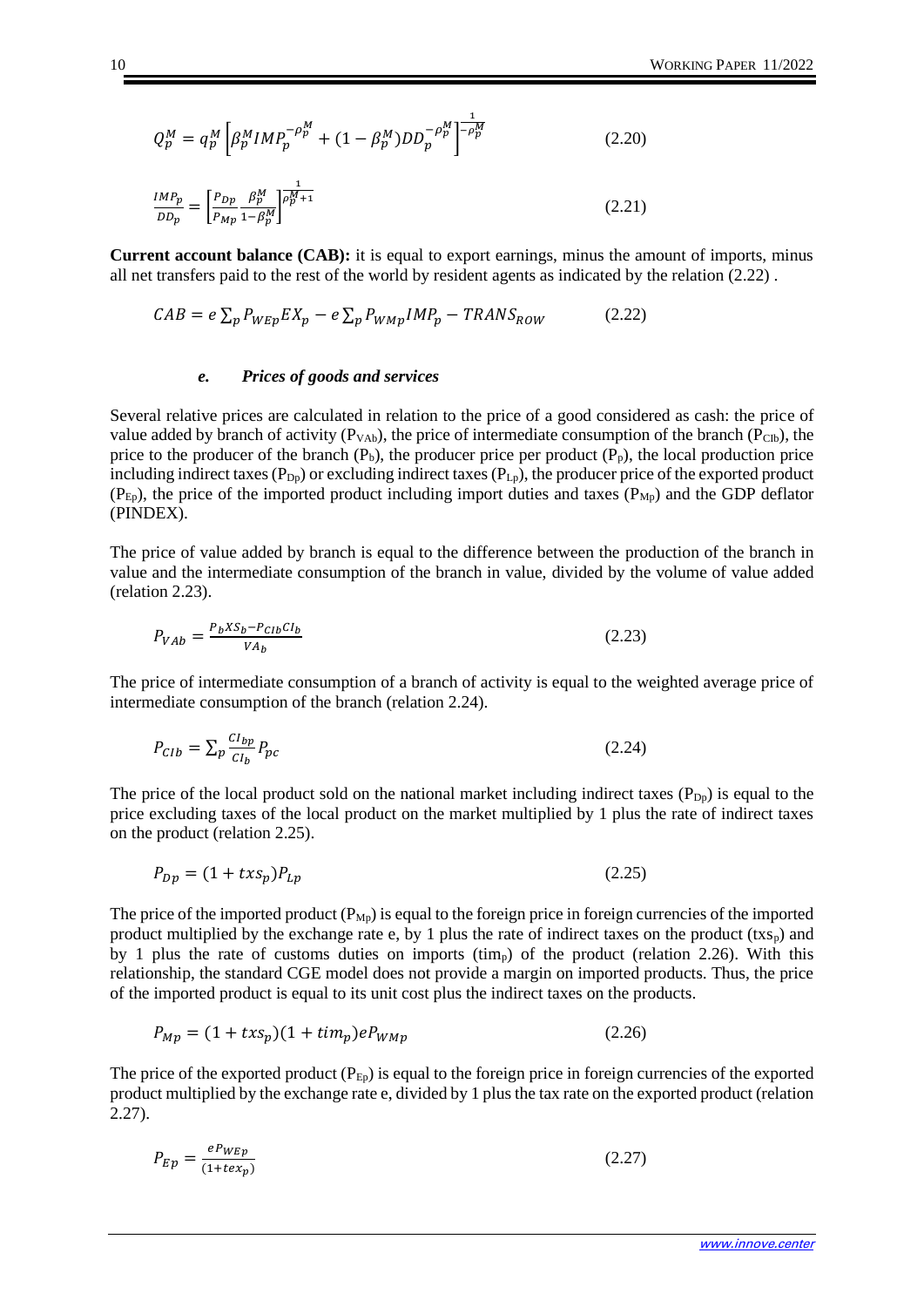$$Q_p^M = q_p^M \left[ \beta_p^M IMP_p^{-\rho_p^M} + (1-\beta_p^M) DD_p^{-\rho_p^M} \right]^{\frac{1}{-\rho_p^M}} \tag{2.20}$$

$$\frac{IMP_p}{DD_p} = \left[ \frac{P_{Dp}}{P_{Mp}} \frac{\beta_p^M}{1-\beta_p^M} \right]^{\frac{1}{\rho_p^M+1}} \tag{2.21}$$

**Current account balance (CAB):** it is equal to export earnings, minus the amount of imports, minus all net transfers paid to the rest of the world by resident agents as indicated by the relation (2.22) .

$$CAB = e\sum_p P_{WEp} EX_p - e\sum_p P_{WMp} IMP_p - TRANS_{ROW} \tag{2.22}$$

#### *e. Prices of goods and services*

Several relative prices are calculated in relation to the price of a good considered as cash: the price of value added by branch of activity ($P_{VAb}$), the price of intermediate consumption of the branch ($P_{CIb}$), the price to the producer of the branch ($P_b$), the producer price per product ($P_p$), the local production price including indirect taxes ($P_{Dp}$) or excluding indirect taxes ($P_{Lp}$), the producer price of the exported product ($P_{Ep}$), the price of the imported product including import duties and taxes ($P_{Mp}$) and the GDP deflator (PINDEX).

The price of value added by branch is equal to the difference between the production of the branch in value and the intermediate consumption of the branch in value, divided by the volume of value added (relation 2.23).

$$P_{VAb} = \frac{P_b XS_b - P_{CIb} CI_b}{VA_b} \tag{2.23}$$

The price of intermediate consumption of a branch of activity is equal to the weighted average price of intermediate consumption of the branch (relation 2.24).

$$P_{CIb} = \sum_p \frac{CI_{bp}}{CI_b} P_{pc} \tag{2.24}$$

The price of the local product sold on the national market including indirect taxes ($P_{Dp}$) is equal to the price excluding taxes of the local product on the market multiplied by 1 plus the rate of indirect taxes on the product (relation 2.25).

$$P_{Dp} = (1 + txs_p) P_{Lp} \tag{2.25}$$

The price of the imported product ($P_{Mp}$) is equal to the foreign price in foreign currencies of the imported product multiplied by the exchange rate e, by 1 plus the rate of indirect taxes on the product ($txs_p$) and by 1 plus the rate of customs duties on imports ($tim_p$) of the product (relation 2.26). With this relationship, the standard CGE model does not provide a margin on imported products. Thus, the price of the imported product is equal to its unit cost plus the indirect taxes on the products.

$$P_{Mp} = (1 + txs_p)(1 + tim_p) e P_{WMp} \tag{2.26}$$

The price of the exported product ($P_{Ep}$) is equal to the foreign price in foreign currencies of the exported product multiplied by the exchange rate e, divided by 1 plus the tax rate on the exported product (relation 2.27).

$$P_{Ep} = \frac{e P_{WEp}}{(1 + tex_p)} \tag{2.27}$$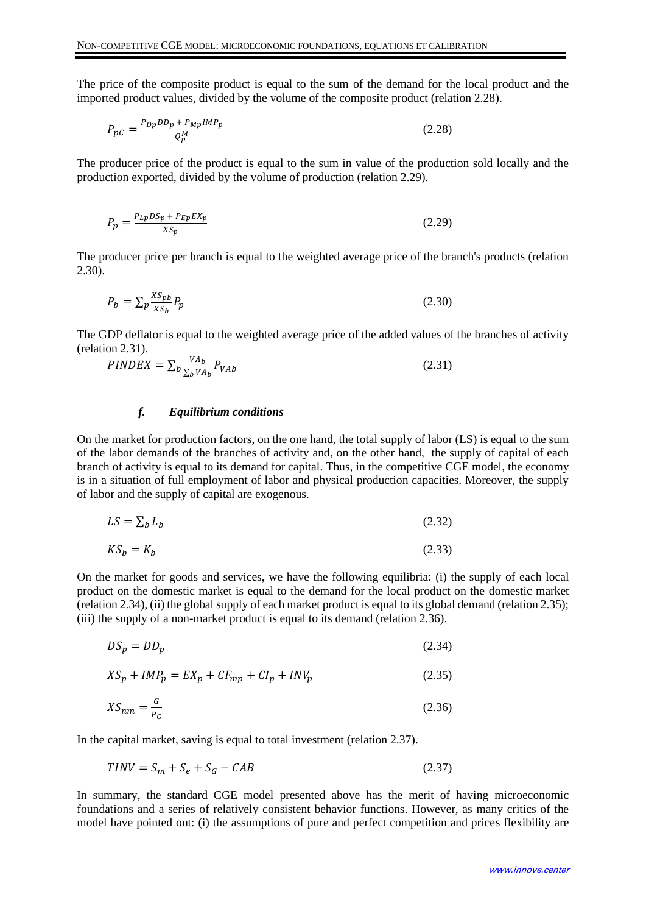The price of the composite product is equal to the sum of the demand for the local product and the imported product values, divided by the volume of the composite product (relation 2.28).

$$P_{pC} = \frac{P_{Dp}DD_p + P_{Mp}IMP_p}{Q_p^M} \tag{2.28}$$

The producer price of the product is equal to the sum in value of the production sold locally and the production exported, divided by the volume of production (relation 2.29).

$$P_p = \frac{P_{Lp}DS_p + P_{Ep}EX_p}{XS_p} \tag{2.29}$$

The producer price per branch is equal to the weighted average price of the branch's products (relation 2.30).

$$P_b = \sum_p \frac{XS_{pb}}{XS_b} P_p \tag{2.30}$$

The GDP deflator is equal to the weighted average price of the added values of the branches of activity (relation 2.31).

$$PINDEX = \sum_b \frac{VA_b}{\sum_b VA_b} P_{VAb} \tag{2.31}$$

#### *f. Equilibrium conditions*

On the market for production factors, on the one hand, the total supply of labor (LS) is equal to the sum of the labor demands of the branches of activity and, on the other hand, the supply of capital of each branch of activity is equal to its demand for capital. Thus, in the competitive CGE model, the economy is in a situation of full employment of labor and physical production capacities. Moreover, the supply of labor and the supply of capital are exogenous.

$$LS = \sum_b L_b \tag{2.32}$$

$$KS_b = K_b \tag{2.33}$$

On the market for goods and services, we have the following equilibria: (i) the supply of each local product on the domestic market is equal to the demand for the local product on the domestic market (relation 2.34), (ii) the global supply of each market product is equal to its global demand (relation 2.35); (iii) the supply of a non-market product is equal to its demand (relation 2.36).

$$DS_p = DD_p \tag{2.34}$$

$$XS_p + IMP_p = EX_p + CF_{mp} + CI_p + INV_p \tag{2.35}$$

$$XS_{nm} = \frac{G}{P_G} \tag{2.36}$$

In the capital market, saving is equal to total investment (relation 2.37).

$$TINV = S_m + S_e + S_G - CAB \tag{2.37}$$

In summary, the standard CGE model presented above has the merit of having microeconomic foundations and a series of relatively consistent behavior functions. However, as many critics of the model have pointed out: (i) the assumptions of pure and perfect competition and prices flexibility are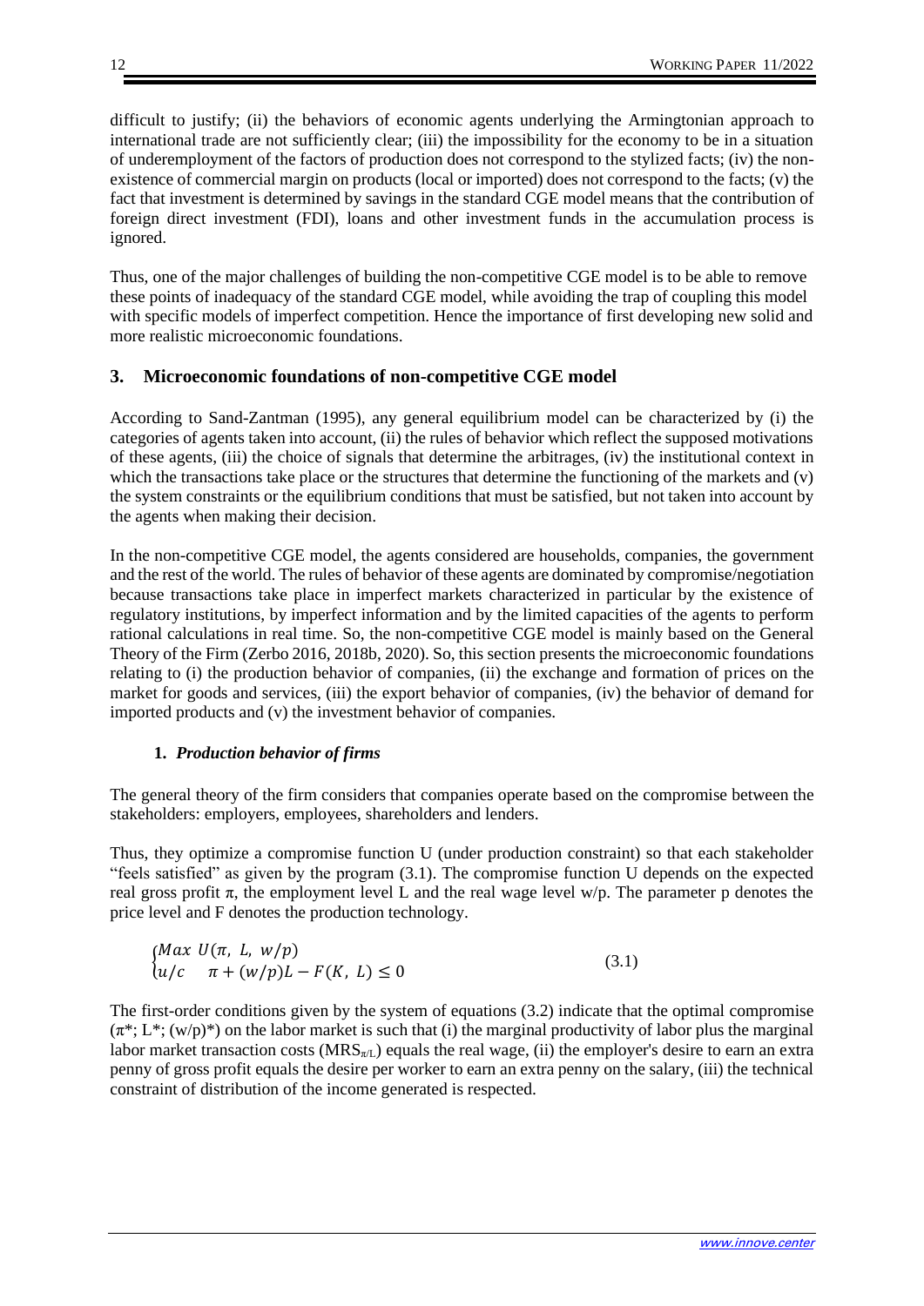difficult to justify; (ii) the behaviors of economic agents underlying the Armingtonian approach to international trade are not sufficiently clear; (iii) the impossibility for the economy to be in a situation of underemployment of the factors of production does not correspond to the stylized facts; (iv) the non-existence of commercial margin on products (local or imported) does not correspond to the facts; (v) the fact that investment is determined by savings in the standard CGE model means that the contribution of foreign direct investment (FDI), loans and other investment funds in the accumulation process is ignored.

Thus, one of the major challenges of building the non-competitive CGE model is to be able to remove these points of inadequacy of the standard CGE model, while avoiding the trap of coupling this model with specific models of imperfect competition. Hence the importance of first developing new solid and more realistic microeconomic foundations.

## 3. Microeconomic foundations of non-competitive CGE model

According to Sand-Zantman (1995), any general equilibrium model can be characterized by (i) the categories of agents taken into account, (ii) the rules of behavior which reflect the supposed motivations of these agents, (iii) the choice of signals that determine the arbitrages, (iv) the institutional context in which the transactions take place or the structures that determine the functioning of the markets and (v) the system constraints or the equilibrium conditions that must be satisfied, but not taken into account by the agents when making their decision.

In the non-competitive CGE model, the agents considered are households, companies, the government and the rest of the world. The rules of behavior of these agents are dominated by compromise/negotiation because transactions take place in imperfect markets characterized in particular by the existence of regulatory institutions, by imperfect information and by the limited capacities of the agents to perform rational calculations in real time. So, the non-competitive CGE model is mainly based on the General Theory of the Firm (Zerbo 2016, 2018b, 2020). So, this section presents the microeconomic foundations relating to (i) the production behavior of companies, (ii) the exchange and formation of prices on the market for goods and services, (iii) the export behavior of companies, (iv) the behavior of demand for imported products and (v) the investment behavior of companies.

### 1. *Production behavior of firms*

The general theory of the firm considers that companies operate based on the compromise between the stakeholders: employers, employees, shareholders and lenders.

Thus, they optimize a compromise function U (under production constraint) so that each stakeholder "feels satisfied" as given by the program (3.1). The compromise function U depends on the expected real gross profit $\pi$, the employment level L and the real wage level w/p. The parameter p denotes the price level and F denotes the production technology.

$$\begin{cases} Max\ U(\pi,\ L,\ w/p) \\ u/c \quad \pi + (w/p)L - F(K,\ L) \leq 0 \end{cases} \tag{3.1}$$

The first-order conditions given by the system of equations (3.2) indicate that the optimal compromise ($\pi^*$; $L^*$; $(w/p)^*$) on the labor market is such that (i) the marginal productivity of labor plus the marginal labor market transaction costs ($MRS_{\pi/L}$) equals the real wage, (ii) the employer's desire to earn an extra penny of gross profit equals the desire per worker to earn an extra penny on the salary, (iii) the technical constraint of distribution of the income generated is respected.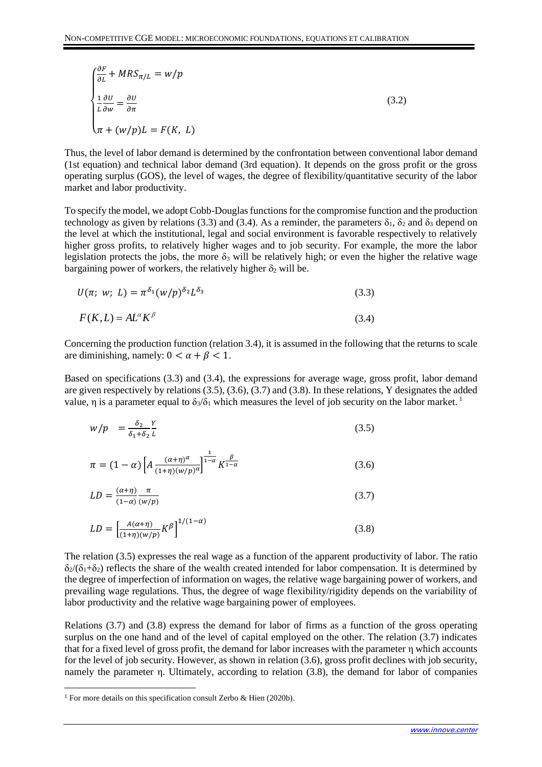$$
\begin{cases}
\frac{\partial F}{\partial L} + MRS_{\pi/L} = w/p \\
\frac{1}{L}\frac{\partial U}{\partial w} = \frac{\partial U}{\partial \pi} \\
\pi + (w/p)L = F(K,\ L)
\end{cases}
\tag{3.2}
$$

Thus, the level of labor demand is determined by the confrontation between conventional labor demand (1st equation) and technical labor demand (3rd equation). It depends on the gross profit or the gross operating surplus (GOS), the level of wages, the degree of flexibility/quantitative security of the labor market and labor productivity.

To specify the model, we adopt Cobb-Douglas functions for the compromise function and the production technology as given by relations (3.3) and (3.4). As a reminder, the parameters $\delta_1$, $\delta_2$ and $\delta_3$ depend on the level at which the institutional, legal and social environment is favorable respectively to relatively higher gross profits, to relatively higher wages and to job security. For example, the more the labor legislation protects the jobs, the more $\delta_3$ will be relatively high; or even the higher the relative wage bargaining power of workers, the relatively higher $\delta_2$ will be.

$$
U(\pi;\ w;\ L) = \pi^{\delta_1}(w/p)^{\delta_2}L^{\delta_3} \tag{3.3}
$$

$$
F(K,L) = AL^{\alpha}K^{\beta} \tag{3.4}
$$

Concerning the production function (relation 3.4), it is assumed in the following that the returns to scale are diminishing, namely: $0 < \alpha + \beta < 1$.

Based on specifications (3.3) and (3.4), the expressions for average wage, gross profit, labor demand are given respectively by relations (3.5), (3.6), (3.7) and (3.8). In these relations, Y designates the added value, η is a parameter equal to $\delta_3/\delta_1$ which measures the level of job security on the labor market.[1]

$$
w/p \ = \frac{\delta_2}{\delta_1+\delta_2}\frac{Y}{L} \tag{3.5}
$$

$$
\pi = (1-\alpha)\left[A\,\frac{(\alpha+\eta)^{\alpha}}{(1+\eta)(w/p)^{\alpha}}\right]^{\frac{1}{1-\alpha}} K^{\frac{\beta}{1-\alpha}} \tag{3.6}
$$

$$
LD = \frac{(\alpha+\eta)}{(1-\alpha)}\frac{\pi}{(w/p)} \tag{3.7}
$$

$$
LD = \left[\frac{A(\alpha+\eta)}{(1+\eta)(w/p)}K^{\beta}\right]^{1/(1-\alpha)} \tag{3.8}
$$

The relation (3.5) expresses the real wage as a function of the apparent productivity of labor. The ratio $\delta_2/(\delta_1+\delta_2)$ reflects the share of the wealth created intended for labor compensation. It is determined by the degree of imperfection of information on wages, the relative wage bargaining power of workers, and prevailing wage regulations. Thus, the degree of wage flexibility/rigidity depends on the variability of labor productivity and the relative wage bargaining power of employees.

Relations (3.7) and (3.8) express the demand for labor of firms as a function of the gross operating surplus on the one hand and of the level of capital employed on the other. The relation (3.7) indicates that for a fixed level of gross profit, the demand for labor increases with the parameter η which accounts for the level of job security. However, as shown in relation (3.6), gross profit declines with job security, namely the parameter η. Ultimately, according to relation (3.8), the demand for labor of companies

[1] For more details on this specification consult Zerbo & Hien (2020b).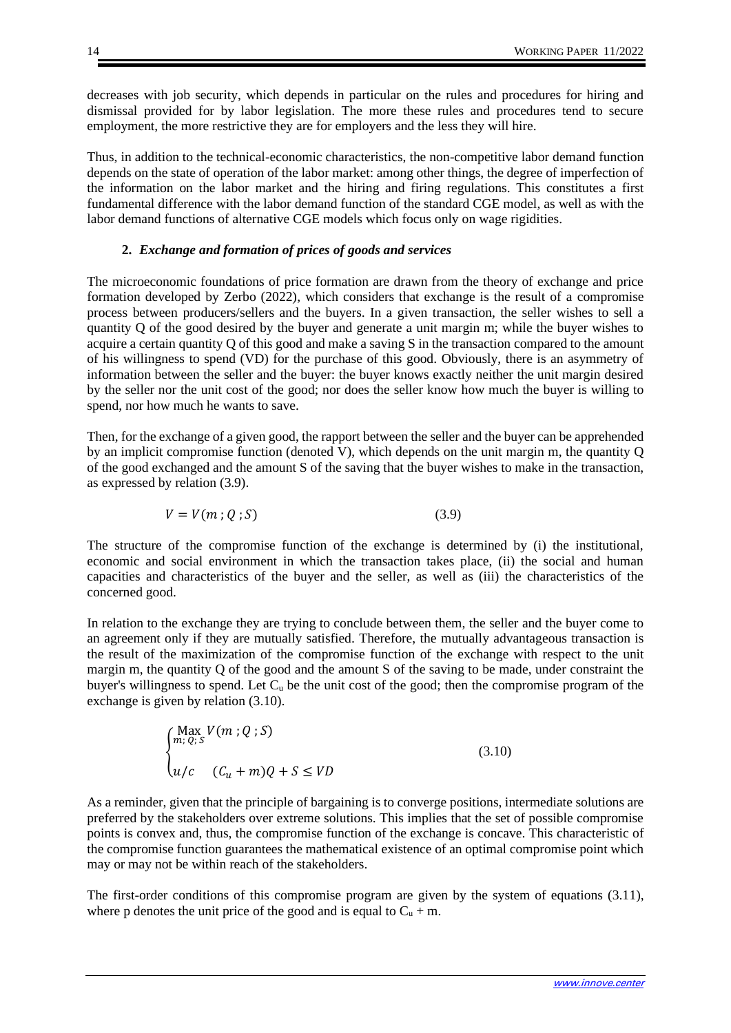decreases with job security, which depends in particular on the rules and procedures for hiring and dismissal provided for by labor legislation. The more these rules and procedures tend to secure employment, the more restrictive they are for employers and the less they will hire.

Thus, in addition to the technical-economic characteristics, the non-competitive labor demand function depends on the state of operation of the labor market: among other things, the degree of imperfection of the information on the labor market and the hiring and firing regulations. This constitutes a first fundamental difference with the labor demand function of the standard CGE model, as well as with the labor demand functions of alternative CGE models which focus only on wage rigidities.

### 2. *Exchange and formation of prices of goods and services*

The microeconomic foundations of price formation are drawn from the theory of exchange and price formation developed by Zerbo (2022), which considers that exchange is the result of a compromise process between producers/sellers and the buyers. In a given transaction, the seller wishes to sell a quantity Q of the good desired by the buyer and generate a unit margin m; while the buyer wishes to acquire a certain quantity Q of this good and make a saving S in the transaction compared to the amount of his willingness to spend (VD) for the purchase of this good. Obviously, there is an asymmetry of information between the seller and the buyer: the buyer knows exactly neither the unit margin desired by the seller nor the unit cost of the good; nor does the seller know how much the buyer is willing to spend, nor how much he wants to save.

Then, for the exchange of a given good, the rapport between the seller and the buyer can be apprehended by an implicit compromise function (denoted V), which depends on the unit margin m, the quantity Q of the good exchanged and the amount S of the saving that the buyer wishes to make in the transaction, as expressed by relation (3.9).

$$V = V(m\,;Q\,;S) \tag{3.9}$$

The structure of the compromise function of the exchange is determined by (i) the institutional, economic and social environment in which the transaction takes place, (ii) the social and human capacities and characteristics of the buyer and the seller, as well as (iii) the characteristics of the concerned good.

In relation to the exchange they are trying to conclude between them, the seller and the buyer come to an agreement only if they are mutually satisfied. Therefore, the mutually advantageous transaction is the result of the maximization of the compromise function of the exchange with respect to the unit margin m, the quantity Q of the good and the amount S of the saving to be made, under constraint the buyer's willingness to spend. Let $C_u$ be the unit cost of the good; then the compromise program of the exchange is given by relation (3.10).

$$\begin{cases} \underset{m;\,Q;\,S}{\text{Max}}\; V(m\,;Q\,;S) \\ \\ u/c \quad (C_u + m)Q + S \leq VD \end{cases} \tag{3.10}$$

As a reminder, given that the principle of bargaining is to converge positions, intermediate solutions are preferred by the stakeholders over extreme solutions. This implies that the set of possible compromise points is convex and, thus, the compromise function of the exchange is concave. This characteristic of the compromise function guarantees the mathematical existence of an optimal compromise point which may or may not be within reach of the stakeholders.

The first-order conditions of this compromise program are given by the system of equations (3.11), where p denotes the unit price of the good and is equal to $C_u + m$.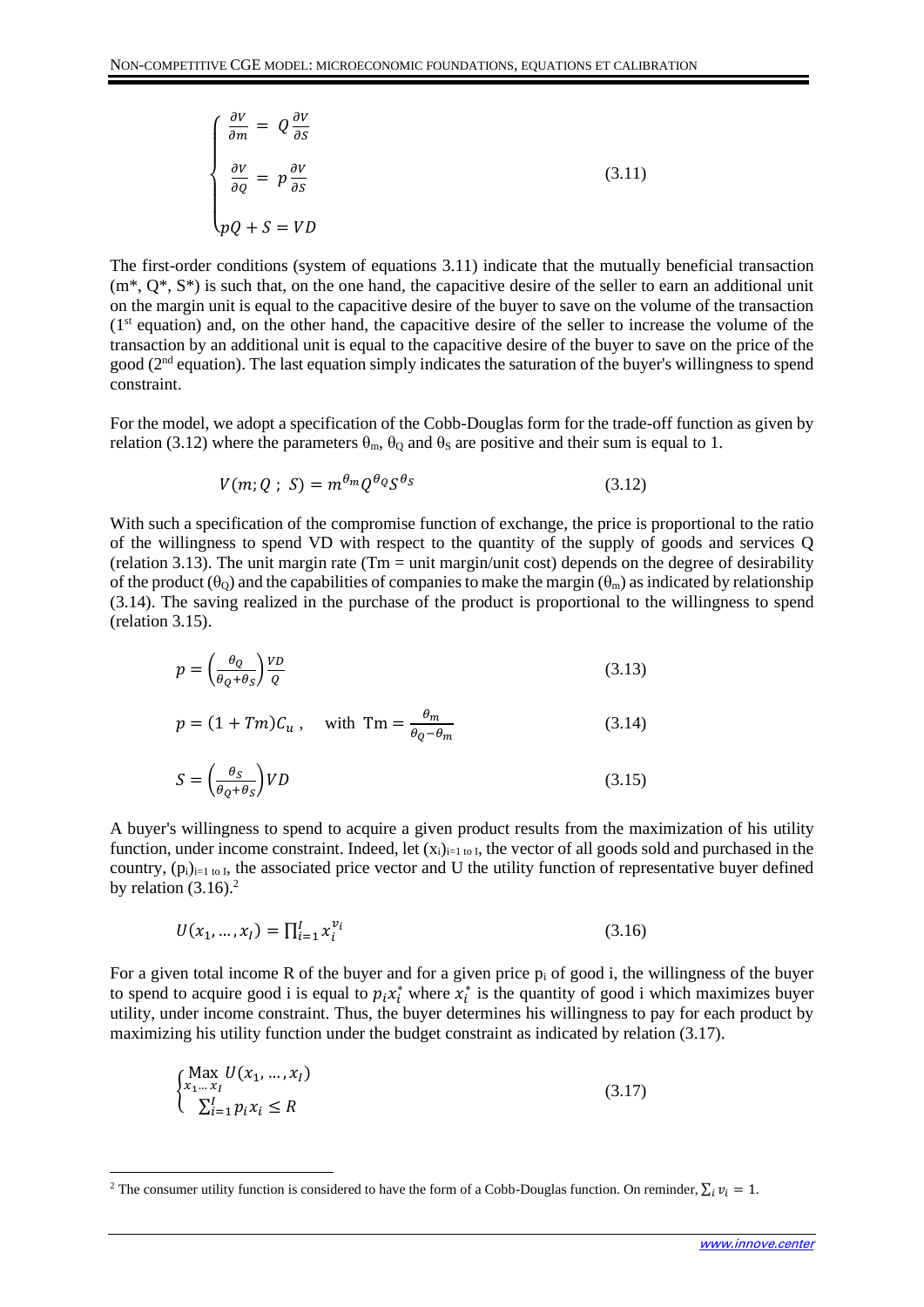$$\begin{cases} \frac{\partial V}{\partial m} = Q\frac{\partial V}{\partial S} \\ \frac{\partial V}{\partial Q} = p\frac{\partial V}{\partial S} \\ pQ + S = VD \end{cases} \tag{3.11}$$

The first-order conditions (system of equations 3.11) indicate that the mutually beneficial transaction ($m^*$, $Q^*$, $S^*$) is such that, on the one hand, the capacitive desire of the seller to earn an additional unit on the margin unit is equal to the capacitive desire of the buyer to save on the volume of the transaction (1st equation) and, on the other hand, the capacitive desire of the seller to increase the volume of the transaction by an additional unit is equal to the capacitive desire of the buyer to save on the price of the good (2nd equation). The last equation simply indicates the saturation of the buyer's willingness to spend constraint.

For the model, we adopt a specification of the Cobb-Douglas form for the trade-off function as given by relation (3.12) where the parameters $\theta_m$, $\theta_Q$ and $\theta_S$ are positive and their sum is equal to 1.

$$V(m; Q\ ;\ S) = m^{\theta_m} Q^{\theta_Q} S^{\theta_S} \tag{3.12}$$

With such a specification of the compromise function of exchange, the price is proportional to the ratio of the willingness to spend VD with respect to the quantity of the supply of goods and services Q (relation 3.13). The unit margin rate (Tm = unit margin/unit cost) depends on the degree of desirability of the product ($\theta_Q$) and the capabilities of companies to make the margin ($\theta_m$) as indicated by relationship (3.14). The saving realized in the purchase of the product is proportional to the willingness to spend (relation 3.15).

$$p = \left(\frac{\theta_Q}{\theta_Q + \theta_S}\right)\frac{VD}{Q} \tag{3.13}$$

$$p = (1 + Tm)C_u\ , \quad \text{with } \mathrm{Tm} = \frac{\theta_m}{\theta_Q - \theta_m} \tag{3.14}$$

$$S = \left(\frac{\theta_S}{\theta_Q + \theta_S}\right)VD \tag{3.15}$$

A buyer's willingness to spend to acquire a given product results from the maximization of his utility function, under income constraint. Indeed, let $(x_i)_{i=1 \text{ to } I}$, the vector of all goods sold and purchased in the country, $(p_i)_{i=1 \text{ to } I}$, the associated price vector and U the utility function of representative buyer defined by relation (3.16).[2]

$$U(x_1, \ldots, x_I) = \prod_{i=1}^{I} x_i^{v_i} \tag{3.16}$$

For a given total income R of the buyer and for a given price $p_i$ of good i, the willingness of the buyer to spend to acquire good i is equal to $p_i x_i^*$ where $x_i^*$ is the quantity of good i which maximizes buyer utility, under income constraint. Thus, the buyer determines his willingness to pay for each product by maximizing his utility function under the budget constraint as indicated by relation (3.17).

$$\begin{cases} \underset{x_1 \ldots x_I}{\text{Max}}\ U(x_1, \ldots, x_I) \\ \sum_{i=1}^{I} p_i x_i \leq R \end{cases} \tag{3.17}$$

[2] The consumer utility function is considered to have the form of a Cobb-Douglas function. On reminder, $\sum_i v_i = 1$.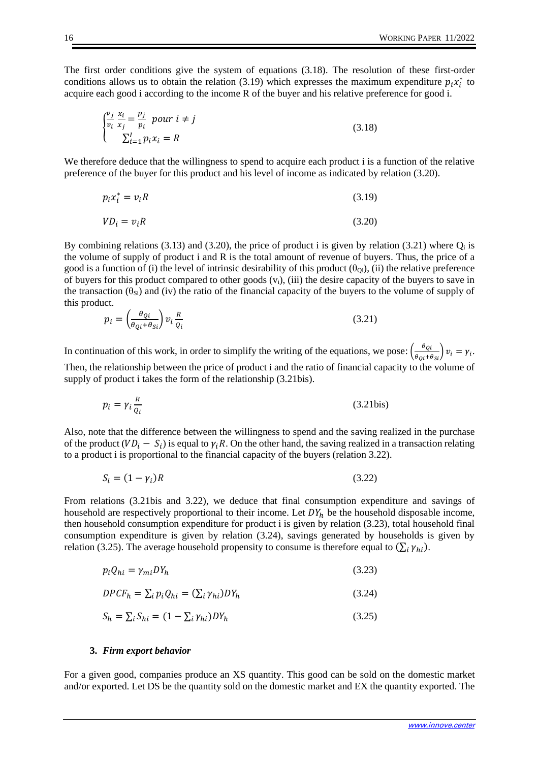The first order conditions give the system of equations (3.18). The resolution of these first-order conditions allows us to obtain the relation (3.19) which expresses the maximum expenditure $p_i x_i^*$ to acquire each good i according to the income R of the buyer and his relative preference for good i.

$$\begin{cases} \frac{v_j}{v_i}\frac{x_i}{x_j} = \frac{p_j}{p_i} \; pour \; i \neq j \\ \sum_{i=1}^{I} p_i x_i = R \end{cases} \tag{3.18}$$

We therefore deduce that the willingness to spend to acquire each product i is a function of the relative preference of the buyer for this product and his level of income as indicated by relation (3.20).

$$p_i x_i^* = v_i R \tag{3.19}$$

$$VD_i = v_i R \tag{3.20}$$

By combining relations (3.13) and (3.20), the price of product i is given by relation (3.21) where $Q_i$ is the volume of supply of product i and R is the total amount of revenue of buyers. Thus, the price of a good is a function of (i) the level of intrinsic desirability of this product ($\theta_{Qi}$), (ii) the relative preference of buyers for this product compared to other goods ($v_i$), (iii) the desire capacity of the buyers to save in the transaction ($\theta_{Si}$) and (iv) the ratio of the financial capacity of the buyers to the volume of supply of this product.

$$p_i = \left(\frac{\theta_{Qi}}{\theta_{Qi}+\theta_{Si}}\right) v_i \frac{R}{Q_i} \tag{3.21}$$

In continuation of this work, in order to simplify the writing of the equations, we pose: $\left(\frac{\theta_{Qi}}{\theta_{Qi}+\theta_{Si}}\right) v_i = \gamma_i$. Then, the relationship between the price of product i and the ratio of financial capacity to the volume of supply of product i takes the form of the relationship (3.21bis).

$$p_i = \gamma_i \frac{R}{Q_i} \tag{3.21bis}$$

Also, note that the difference between the willingness to spend and the saving realized in the purchase of the product ($VD_i - S_i$) is equal to $\gamma_i R$. On the other hand, the saving realized in a transaction relating to a product i is proportional to the financial capacity of the buyers (relation 3.22).

$$S_i = (1 - \gamma_i) R \tag{3.22}$$

From relations (3.21bis and 3.22), we deduce that final consumption expenditure and savings of household are respectively proportional to their income. Let $DY_h$ be the household disposable income, then household consumption expenditure for product i is given by relation (3.23), total household final consumption expenditure is given by relation (3.24), savings generated by households is given by relation (3.25). The average household propensity to consume is therefore equal to ($\sum_i \gamma_{hi}$).

$$p_i Q_{hi} = \gamma_{mi} DY_h \tag{3.23}$$

$$DPCF_h = \sum_i p_i Q_{hi} = (\sum_i \gamma_{hi}) DY_h \tag{3.24}$$

$$S_h = \sum_i S_{hi} = (1 - \sum_i \gamma_{hi}) DY_h \tag{3.25}$$

### 3. *Firm export behavior*

For a given good, companies produce an XS quantity. This good can be sold on the domestic market and/or exported. Let DS be the quantity sold on the domestic market and EX the quantity exported. The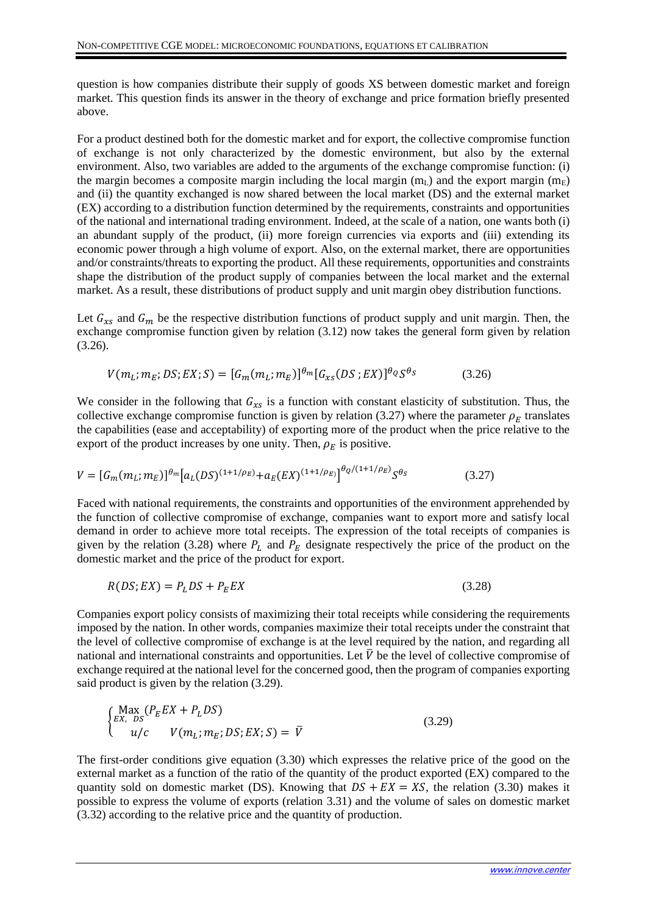question is how companies distribute their supply of goods XS between domestic market and foreign market. This question finds its answer in the theory of exchange and price formation briefly presented above.

For a product destined both for the domestic market and for export, the collective compromise function of exchange is not only characterized by the domestic environment, but also by the external environment. Also, two variables are added to the arguments of the exchange compromise function: (i) the margin becomes a composite margin including the local margin ($m_L$) and the export margin ($m_E$) and (ii) the quantity exchanged is now shared between the local market (DS) and the external market (EX) according to a distribution function determined by the requirements, constraints and opportunities of the national and international trading environment. Indeed, at the scale of a nation, one wants both (i) an abundant supply of the product, (ii) more foreign currencies via exports and (iii) extending its economic power through a high volume of export. Also, on the external market, there are opportunities and/or constraints/threats to exporting the product. All these requirements, opportunities and constraints shape the distribution of the product supply of companies between the local market and the external market. As a result, these distributions of product supply and unit margin obey distribution functions.

Let $G_{xs}$ and $G_m$ be the respective distribution functions of product supply and unit margin. Then, the exchange compromise function given by relation (3.12) now takes the general form given by relation (3.26).

$$V(m_L; m_E; DS; EX; S) = [G_m(m_L; m_E)]^{\theta_m}[G_{xs}(DS\,; EX)]^{\theta_Q}S^{\theta_S} \tag{3.26}$$

We consider in the following that $G_{xs}$ is a function with constant elasticity of substitution. Thus, the collective exchange compromise function is given by relation (3.27) where the parameter $\rho_E$ translates the capabilities (ease and acceptability) of exporting more of the product when the price relative to the export of the product increases by one unity. Then, $\rho_E$ is positive.

$$V = [G_m(m_L; m_E)]^{\theta_m}\left[a_L(DS)^{(1+1/\rho_E)}+a_E(EX)^{(1+1/\rho_E)}\right]^{\theta_Q/(1+1/\rho_E)}S^{\theta_S} \tag{3.27}$$

Faced with national requirements, the constraints and opportunities of the environment apprehended by the function of collective compromise of exchange, companies want to export more and satisfy local demand in order to achieve more total receipts. The expression of the total receipts of companies is given by the relation (3.28) where $P_L$ and $P_E$ designate respectively the price of the product on the domestic market and the price of the product for export.

$$R(DS; EX) = P_L DS + P_E EX \tag{3.28}$$

Companies export policy consists of maximizing their total receipts while considering the requirements imposed by the nation. In other words, companies maximize their total receipts under the constraint that the level of collective compromise of exchange is at the level required by the nation, and regarding all national and international constraints and opportunities. Let $\bar{V}$ be the level of collective compromise of exchange required at the national level for the concerned good, then the program of companies exporting said product is given by the relation (3.29).

$$\begin{cases} \underset{EX,\ DS}{\text{Max}}\ (P_E EX + P_L DS) \\ \quad u/c \qquad V(m_L; m_E; DS; EX; S) = \bar{V} \end{cases} \tag{3.29}$$

The first-order conditions give equation (3.30) which expresses the relative price of the good on the external market as a function of the ratio of the quantity of the product exported (EX) compared to the quantity sold on domestic market (DS). Knowing that $DS + EX = XS$, the relation (3.30) makes it possible to express the volume of exports (relation 3.31) and the volume of sales on domestic market (3.32) according to the relative price and the quantity of production.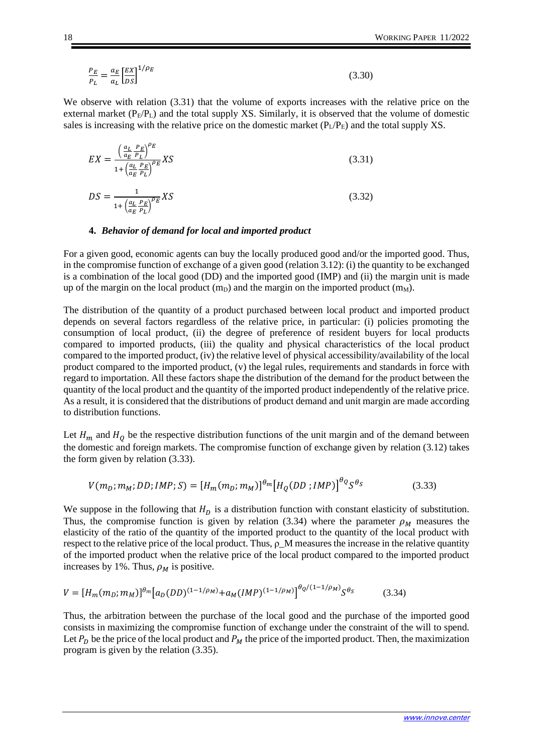$$\frac{P_E}{P_L} = \frac{a_E}{a_L}\left[\frac{EX}{DS}\right]^{1/\rho_E} \tag{3.30}$$

We observe with relation (3.31) that the volume of exports increases with the relative price on the external market ($P_E/P_L$) and the total supply XS. Similarly, it is observed that the volume of domestic sales is increasing with the relative price on the domestic market ($P_L/P_E$) and the total supply XS.

$$EX = \frac{\left(\frac{a_L}{a_E}\frac{P_E}{P_L}\right)^{\rho_E}}{1+\left(\frac{a_L}{a_E}\frac{P_E}{P_L}\right)^{\rho_E}}XS \tag{3.31}$$

$$DS = \frac{1}{1+\left(\frac{a_L}{a_E}\frac{P_E}{P_L}\right)^{\rho_E}}XS \tag{3.32}$$

### 4. *Behavior of demand for local and imported product*

For a given good, economic agents can buy the locally produced good and/or the imported good. Thus, in the compromise function of exchange of a given good (relation 3.12): (i) the quantity to be exchanged is a combination of the local good (DD) and the imported good (IMP) and (ii) the margin unit is made up of the margin on the local product ($m_D$) and the margin on the imported product ($m_M$).

The distribution of the quantity of a product purchased between local product and imported product depends on several factors regardless of the relative price, in particular: (i) policies promoting the consumption of local product, (ii) the degree of preference of resident buyers for local products compared to imported products, (iii) the quality and physical characteristics of the local product compared to the imported product, (iv) the relative level of physical accessibility/availability of the local product compared to the imported product, (v) the legal rules, requirements and standards in force with regard to importation. All these factors shape the distribution of the demand for the product between the quantity of the local product and the quantity of the imported product independently of the relative price. As a result, it is considered that the distributions of product demand and unit margin are made according to distribution functions.

Let $H_m$ and $H_Q$ be the respective distribution functions of the unit margin and of the demand between the domestic and foreign markets. The compromise function of exchange given by relation (3.12) takes the form given by relation (3.33).

$$V(m_D; m_M; DD; IMP; S) = [H_m(m_D; m_M)]^{\theta_m}\left[H_Q(DD\,; IMP)\right]^{\theta_Q} S^{\theta_S} \tag{3.33}$$

We suppose in the following that $H_D$ is a distribution function with constant elasticity of substitution. Thus, the compromise function is given by relation (3.34) where the parameter $\rho_M$ measures the elasticity of the ratio of the quantity of the imported product to the quantity of the local product with respect to the relative price of the local product. Thus, ρ_M measures the increase in the relative quantity of the imported product when the relative price of the local product compared to the imported product increases by 1%. Thus, $\rho_M$ is positive.

$$V = [H_m(m_D; m_M)]^{\theta_m}\left[a_D(DD)^{(1-1/\rho_M)} + a_M(IMP)^{(1-1/\rho_M)}\right]^{\theta_Q/(1-1/\rho_M)} S^{\theta_S} \tag{3.34}$$

Thus, the arbitration between the purchase of the local good and the purchase of the imported good consists in maximizing the compromise function of exchange under the constraint of the will to spend. Let $P_D$ be the price of the local product and $P_M$ the price of the imported product. Then, the maximization program is given by the relation (3.35).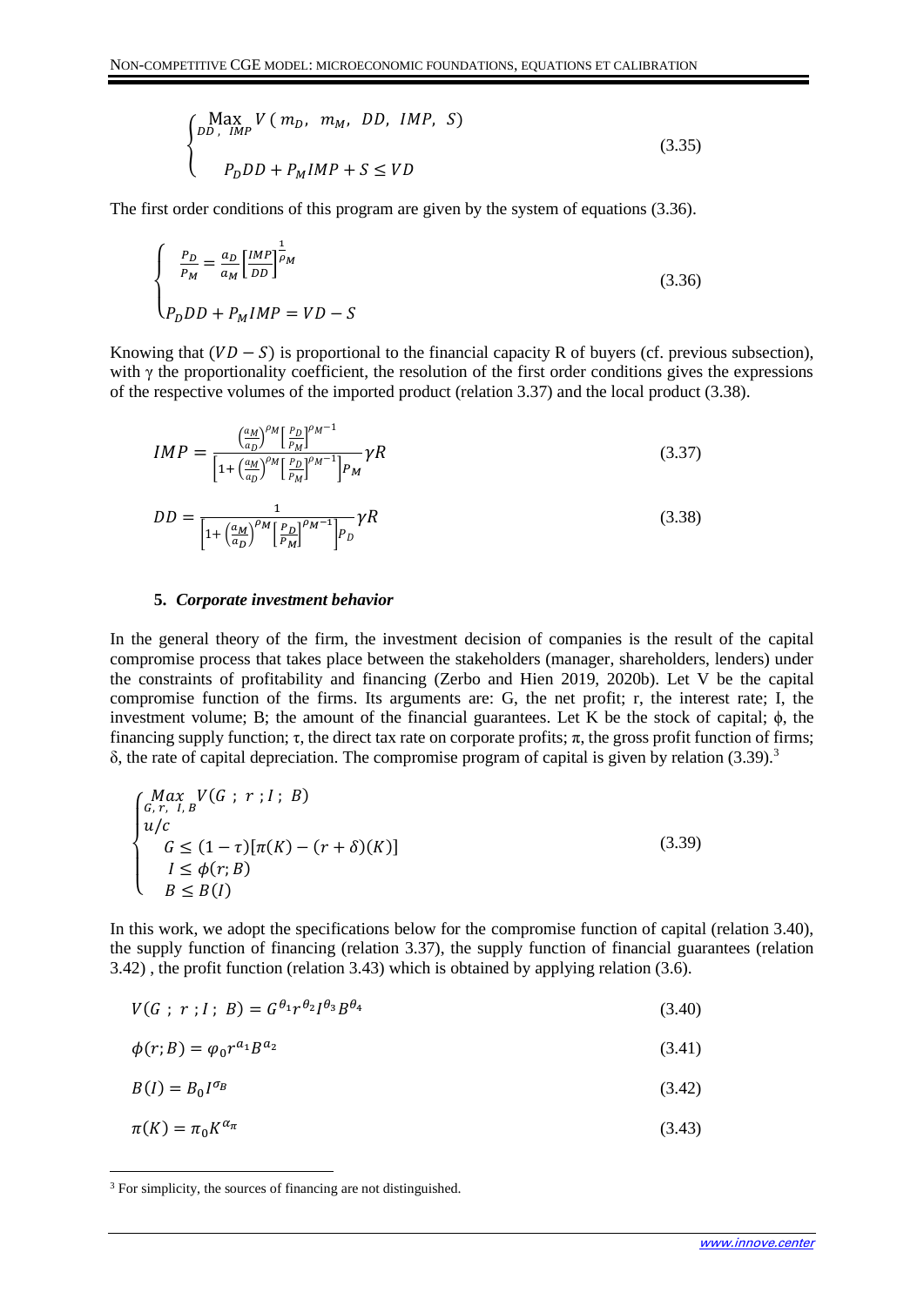$$\begin{cases} \underset{DD,\ IMP}{\text{Max}}\ V\,(\,m_D,\ \ m_M,\ \ DD,\ IMP,\ \ S) \\ \\ \quad P_D DD + P_M IMP + S \leq VD \end{cases} \tag{3.35}$$

The first order conditions of this program are given by the system of equations (3.36).

$$\begin{cases} \frac{P_D}{P_M} = \frac{a_D}{a_M}\left[\frac{IMP}{DD}\right]^{\frac{1}{\rho_M}} \\ \\ P_D DD + P_M IMP = VD - S \end{cases} \tag{3.36}$$

Knowing that $(VD - S)$ is proportional to the financial capacity R of buyers (cf. previous subsection), with γ the proportionality coefficient, the resolution of the first order conditions gives the expressions of the respective volumes of the imported product (relation 3.37) and the local product (3.38).

$$IMP = \frac{\left(\frac{a_M}{a_D}\right)^{\rho_M}\left[\frac{P_D}{P_M}\right]^{\rho_M - 1}}{\left[1+\left(\frac{a_M}{a_D}\right)^{\rho_M}\left[\frac{P_D}{P_M}\right]^{\rho_M - 1}\right]P_M}\gamma R \tag{3.37}$$

$$DD = \frac{1}{\left[1+\left(\frac{a_M}{a_D}\right)^{\rho_M}\left[\frac{P_D}{P_M}\right]^{\rho_M - 1}\right]P_D}\gamma R \tag{3.38}$$

### 5. *Corporate investment behavior*

In the general theory of the firm, the investment decision of companies is the result of the capital compromise process that takes place between the stakeholders (manager, shareholders, lenders) under the constraints of profitability and financing (Zerbo and Hien 2019, 2020b). Let V be the capital compromise function of the firms. Its arguments are: G, the net profit; r, the interest rate; I, the investment volume; B; the amount of the financial guarantees. Let K be the stock of capital; ϕ, the financing supply function; τ, the direct tax rate on corporate profits; π, the gross profit function of firms; δ, the rate of capital depreciation. The compromise program of capital is given by relation (3.39).[3]

$$\begin{cases} \underset{G,\ r,\ \ I,\ B}{Max}\ V(G\ ;\ r\ ;I\ ;\ B) \\ u/c \\ \quad G \leq (1-\tau)[\pi(K) - (r+\delta)(K)] \\ \quad I \leq \phi(r;B) \\ \quad B \leq B(I) \end{cases} \tag{3.39}$$

In this work, we adopt the specifications below for the compromise function of capital (relation 3.40), the supply function of financing (relation 3.37), the supply function of financial guarantees (relation 3.42) , the profit function (relation 3.43) which is obtained by applying relation (3.6).

$$V(G\ ;\ r\ ;I\ ;\ B) = G^{\theta_1} r^{\theta_2} I^{\theta_3} B^{\theta_4} \tag{3.40}$$

$$\phi(r;B) = \varphi_0 r^{a_1} B^{a_2} \tag{3.41}$$

$$B(I) = B_0 I^{\sigma_B} \tag{3.42}$$

$$\pi(K) = \pi_0 K^{\alpha_\pi} \tag{3.43}$$

[3] For simplicity, the sources of financing are not distinguished.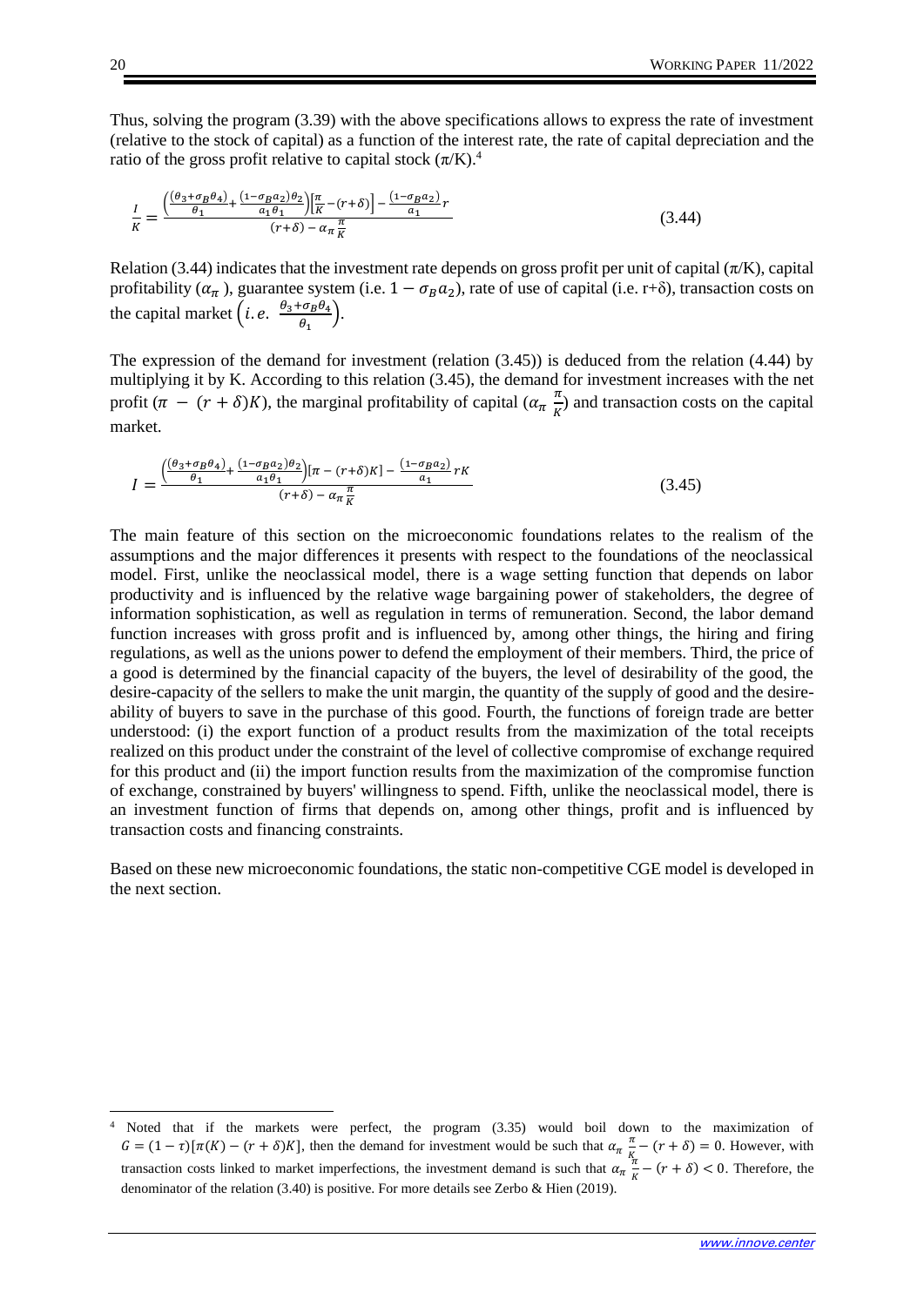Thus, solving the program (3.39) with the above specifications allows to express the rate of investment (relative to the stock of capital) as a function of the interest rate, the rate of capital depreciation and the ratio of the gross profit relative to capital stock (π/K).[4]

$$\frac{I}{K} = \frac{\left(\frac{(\theta_3+\sigma_B\theta_4)}{\theta_1} + \frac{(1-\sigma_B a_2)\theta_2}{a_1\theta_1}\right)\left[\frac{\pi}{K} - (r+\delta)\right] - \frac{(1-\sigma_B a_2)}{a_1} r}{(r+\delta) - \alpha_\pi \frac{\pi}{K}} \tag{3.44}$$

Relation (3.44) indicates that the investment rate depends on gross profit per unit of capital (π/K), capital profitability ($\alpha_\pi$ ), guarantee system (i.e. $1 - \sigma_B a_2$), rate of use of capital (i.e. r+δ), transaction costs on the capital market $\left(i.e.\ \frac{\theta_3+\sigma_B\theta_4}{\theta_1}\right)$.

The expression of the demand for investment (relation (3.45)) is deduced from the relation (4.44) by multiplying it by K. According to this relation (3.45), the demand for investment increases with the net profit ($\pi - (r+\delta)K$), the marginal profitability of capital ($\alpha_\pi \frac{\pi}{K}$) and transaction costs on the capital market.

$$I = \frac{\left(\frac{(\theta_3+\sigma_B\theta_4)}{\theta_1} + \frac{(1-\sigma_B a_2)\theta_2}{a_1\theta_1}\right)[\pi - (r+\delta)K] - \frac{(1-\sigma_B a_2)}{a_1} rK}{(r+\delta) - \alpha_\pi \frac{\pi}{K}} \tag{3.45}$$

The main feature of this section on the microeconomic foundations relates to the realism of the assumptions and the major differences it presents with respect to the foundations of the neoclassical model. First, unlike the neoclassical model, there is a wage setting function that depends on labor productivity and is influenced by the relative wage bargaining power of stakeholders, the degree of information sophistication, as well as regulation in terms of remuneration. Second, the labor demand function increases with gross profit and is influenced by, among other things, the hiring and firing regulations, as well as the unions power to defend the employment of their members. Third, the price of a good is determined by the financial capacity of the buyers, the level of desirability of the good, the desire-capacity of the sellers to make the unit margin, the quantity of the supply of good and the desire-ability of buyers to save in the purchase of this good. Fourth, the functions of foreign trade are better understood: (i) the export function of a product results from the maximization of the total receipts realized on this product under the constraint of the level of collective compromise of exchange required for this product and (ii) the import function results from the maximization of the compromise function of exchange, constrained by buyers' willingness to spend. Fifth, unlike the neoclassical model, there is an investment function of firms that depends on, among other things, profit and is influenced by transaction costs and financing constraints.

Based on these new microeconomic foundations, the static non-competitive CGE model is developed in the next section.

---

[4] Noted that if the markets were perfect, the program (3.35) would boil down to the maximization of $G = (1-\tau)[\pi(K) - (r+\delta)K]$, then the demand for investment would be such that $\alpha_\pi \frac{\pi}{K} - (r+\delta) = 0$. However, with transaction costs linked to market imperfections, the investment demand is such that $\alpha_\pi \frac{\pi}{K} - (r+\delta) < 0$. Therefore, the denominator of the relation (3.40) is positive. For more details see Zerbo & Hien (2019).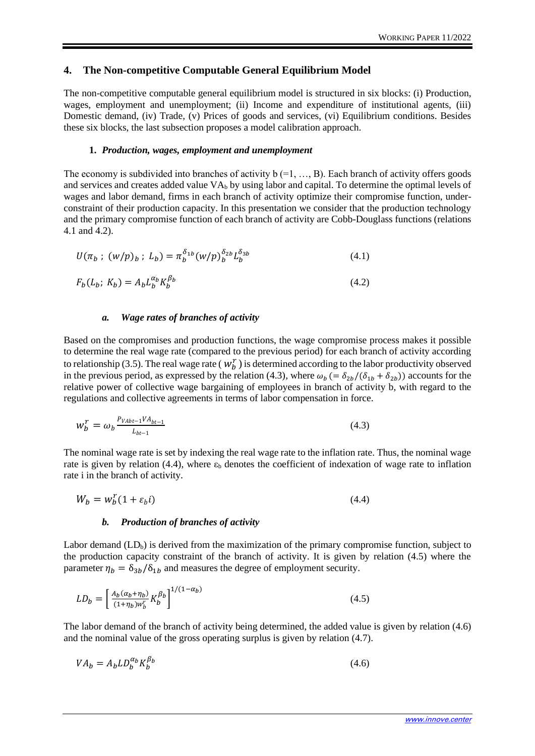## 4. The Non-competitive Computable General Equilibrium Model

The non-competitive computable general equilibrium model is structured in six blocks: (i) Production, wages, employment and unemployment; (ii) Income and expenditure of institutional agents, (iii) Domestic demand, (iv) Trade, (v) Prices of goods and services, (vi) Equilibrium conditions. Besides these six blocks, the last subsection proposes a model calibration approach.

### 1. *Production, wages, employment and unemployment*

The economy is subdivided into branches of activity b (=1, …, B). Each branch of activity offers goods and services and creates added value $VA_b$ by using labor and capital. To determine the optimal levels of wages and labor demand, firms in each branch of activity optimize their compromise function, under-constraint of their production capacity. In this presentation we consider that the production technology and the primary compromise function of each branch of activity are Cobb-Douglass functions (relations 4.1 and 4.2).

$$U(\pi_b\ ;\ (w/p)_b\ ;\ L_b) = \pi_b^{\delta_{1b}}(w/p)_b^{\delta_{2b}}L_b^{\delta_{3b}} \tag{4.1}$$

$$F_b(L_b;\ K_b) = A_b L_b^{\alpha_b} K_b^{\beta_b} \tag{4.2}$$

#### *a. Wage rates of branches of activity*

Based on the compromises and production functions, the wage compromise process makes it possible to determine the real wage rate (compared to the previous period) for each branch of activity according to relationship (3.5). The real wage rate ( $w_b^r$ ) is determined according to the labor productivity observed in the previous period, as expressed by the relation (4.3), where $\omega_b\ (= \delta_{2b}/(\delta_{1b} + \delta_{2b}))$ accounts for the relative power of collective wage bargaining of employees in branch of activity b, with regard to the regulations and collective agreements in terms of labor compensation in force.

$$w_b^r = \omega_b \frac{P_{VAbt-1}VA_{bt-1}}{L_{bt-1}} \tag{4.3}$$

The nominal wage rate is set by indexing the real wage rate to the inflation rate. Thus, the nominal wage rate is given by relation (4.4), where $\varepsilon_b$ denotes the coefficient of indexation of wage rate to inflation rate i in the branch of activity.

$$W_b = w_b^r(1 + \varepsilon_b i) \tag{4.4}$$

#### *b. Production of branches of activity*

Labor demand ($LD_b$) is derived from the maximization of the primary compromise function, subject to the production capacity constraint of the branch of activity. It is given by relation (4.5) where the parameter $\eta_b = \delta_{3b}/\delta_{1b}$ and measures the degree of employment security.

$$LD_b = \left[\frac{A_b(\alpha_b + \eta_b)}{(1 + \eta_b)w_b^r}K_b^{\beta_b}\right]^{1/(1-\alpha_b)} \tag{4.5}$$

The labor demand of the branch of activity being determined, the added value is given by relation (4.6) and the nominal value of the gross operating surplus is given by relation (4.7).

$$VA_b = A_b LD_b^{\alpha_b} K_b^{\beta_b} \tag{4.6}$$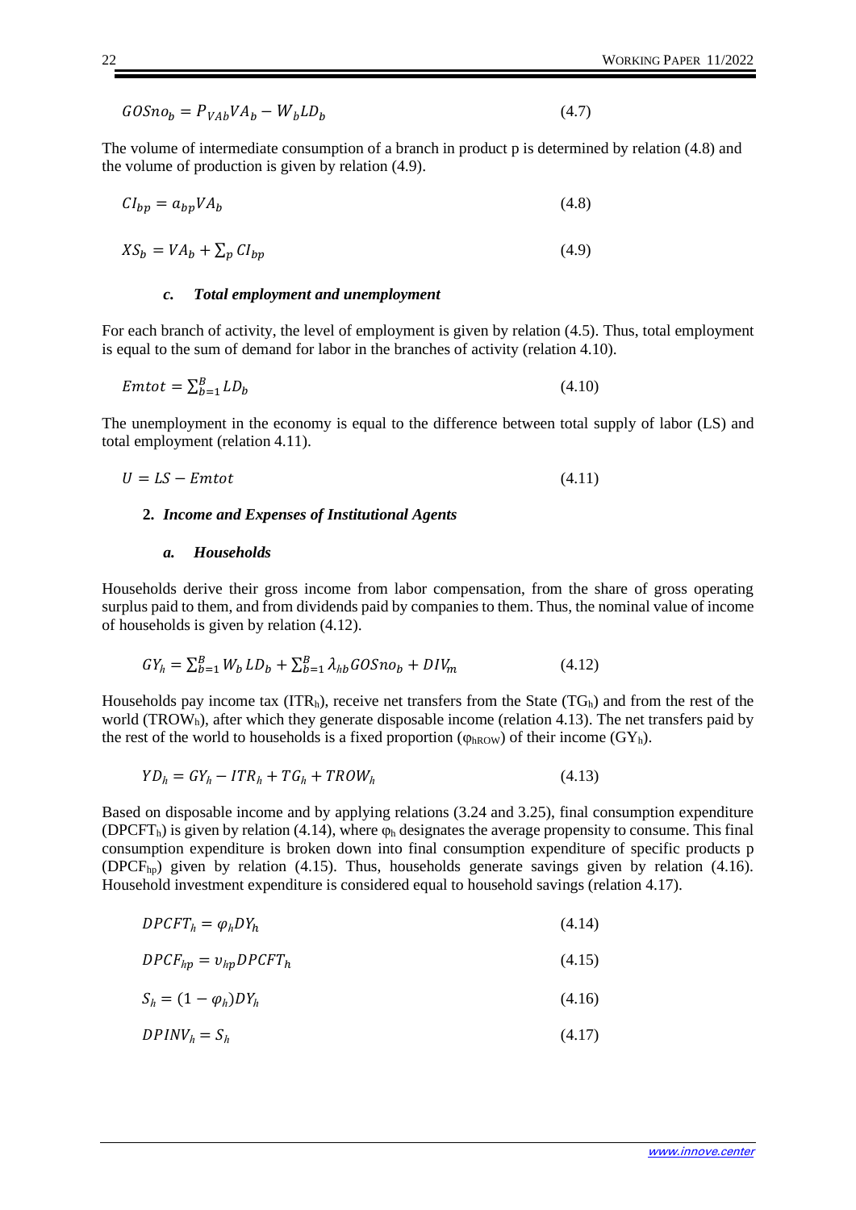$$GOSno_b = P_{VAb}VA_b - W_bLD_b \quad (4.7)$$

The volume of intermediate consumption of a branch in product p is determined by relation (4.8) and the volume of production is given by relation (4.9).

$$CI_{bp} = a_{bp}VA_b \quad (4.8)$$

$$XS_b = VA_b + \sum_p CI_{bp} \quad (4.9)$$

#### *c. Total employment and unemployment*

For each branch of activity, the level of employment is given by relation (4.5). Thus, total employment is equal to the sum of demand for labor in the branches of activity (relation 4.10).

$$Emtot = \sum_{b=1}^{B} LD_b \quad (4.10)$$

The unemployment in the economy is equal to the difference between total supply of labor (LS) and total employment (relation 4.11).

$$U = LS - Emtot \quad (4.11)$$

### **2. *Income and Expenses of Institutional Agents***

#### *a. Households*

Households derive their gross income from labor compensation, from the share of gross operating surplus paid to them, and from dividends paid by companies to them. Thus, the nominal value of income of households is given by relation (4.12).

$$GY_h = \sum_{b=1}^{B} W_b LD_b + \sum_{b=1}^{B} \lambda_{hb} GOSno_b + DIV_m \quad (4.12)$$

Households pay income tax ($ITR_h$), receive net transfers from the State ($TG_h$) and from the rest of the world ($TROW_h$), after which they generate disposable income (relation 4.13). The net transfers paid by the rest of the world to households is a fixed proportion ($\varphi_{hROW}$) of their income ($GY_h$).

$$YD_h = GY_h - ITR_h + TG_h + TROW_h \quad (4.13)$$

Based on disposable income and by applying relations (3.24 and 3.25), final consumption expenditure ($DPCFT_h$) is given by relation (4.14), where $\varphi_h$ designates the average propensity to consume. This final consumption expenditure is broken down into final consumption expenditure of specific products p ($DPCF_{hp}$) given by relation (4.15). Thus, households generate savings given by relation (4.16). Household investment expenditure is considered equal to household savings (relation 4.17).

$$DPCFT_h = \varphi_h DY_h \quad (4.14)$$

$$DPCF_{hp} = \upsilon_{hp} DPCFT_h \quad (4.15)$$

$$S_h = (1 - \varphi_h) DY_h \quad (4.16)$$

$$DPINV_h = S_h \quad (4.17)$$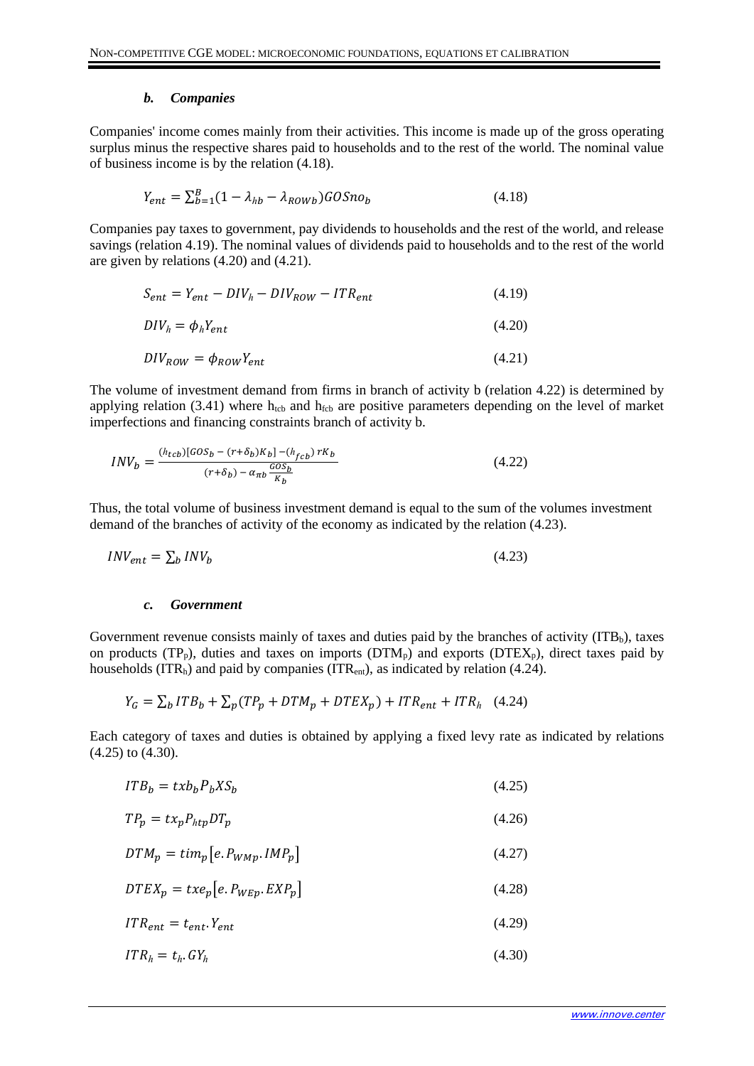#### *b. Companies*

Companies' income comes mainly from their activities. This income is made up of the gross operating surplus minus the respective shares paid to households and to the rest of the world. The nominal value of business income is by the relation (4.18).

$$Y_{ent} = \sum_{b=1}^{B}(1 - \lambda_{hb} - \lambda_{ROWb})GOSno_b \qquad (4.18)$$

Companies pay taxes to government, pay dividends to households and the rest of the world, and release savings (relation 4.19). The nominal values of dividends paid to households and to the rest of the world are given by relations (4.20) and (4.21).

$$S_{ent} = Y_{ent} - DIV_h - DIV_{ROW} - ITR_{ent} \qquad (4.19)$$

$$DIV_h = \phi_h Y_{ent} \qquad (4.20)$$

$$DIV_{ROW} = \phi_{ROW} Y_{ent} \qquad (4.21)$$

The volume of investment demand from firms in branch of activity b (relation 4.22) is determined by applying relation (3.41) where $h_{tcb}$ and $h_{fcb}$ are positive parameters depending on the level of market imperfections and financing constraints branch of activity b.

$$INV_b = \frac{(h_{tcb})[GOS_b - (r+\delta_b)K_b] - (h_{fcb})\, rK_b}{(r+\delta_b) - \alpha_{\pi b}\frac{GOS_b}{K_b}} \qquad (4.22)$$

Thus, the total volume of business investment demand is equal to the sum of the volumes investment demand of the branches of activity of the economy as indicated by the relation (4.23).

$$INV_{ent} = \sum_b INV_b \qquad (4.23)$$

#### *c. Government*

Government revenue consists mainly of taxes and duties paid by the branches of activity ($ITB_b$), taxes on products ($TP_p$), duties and taxes on imports ($DTM_p$) and exports ($DTEX_p$), direct taxes paid by households ($ITR_h$) and paid by companies ($ITR_{ent}$), as indicated by relation (4.24).

$$Y_G = \sum_b ITB_b + \sum_p (TP_p + DTM_p + DTEX_p) + ITR_{ent} + ITR_h \quad (4.24)$$

Each category of taxes and duties is obtained by applying a fixed levy rate as indicated by relations (4.25) to (4.30).

$$ITB_b = txb_b P_b XS_b \qquad (4.25)$$

$$TP_p = tx_p P_{htp} DT_p \qquad (4.26)$$

$$DTM_p = tim_p [e.P_{WMp}.IMP_p] \qquad (4.27)$$

$$DTEX_p = txe_p [e.P_{WEp}.EXP_p] \qquad (4.28)$$

$$ITR_{ent} = t_{ent}.Y_{ent} \qquad (4.29)$$

$$ITR_h = t_h.GY_h \qquad (4.30)$$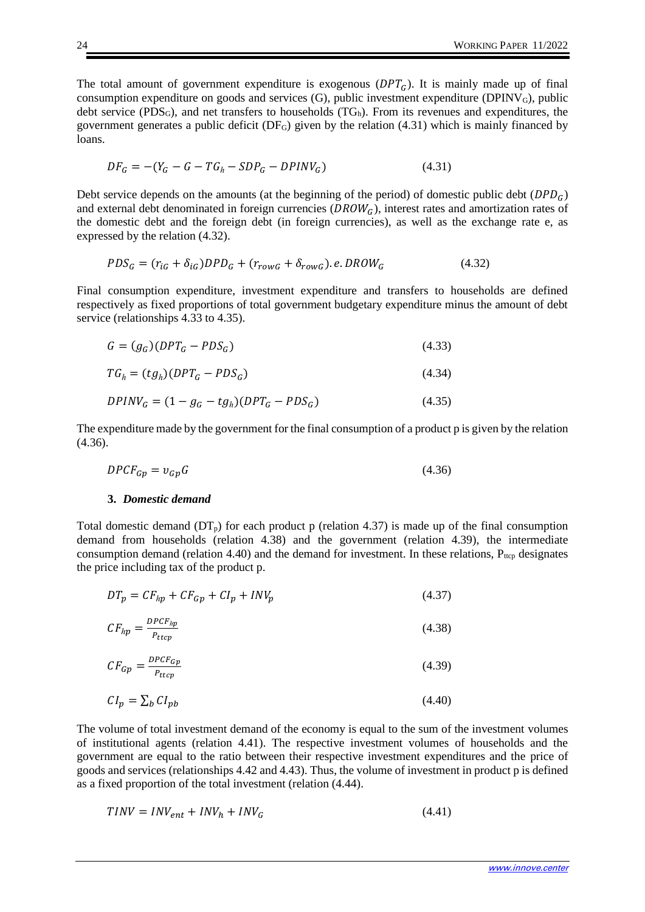The total amount of government expenditure is exogenous ($DPT_G$). It is mainly made up of final consumption expenditure on goods and services (G), public investment expenditure ($DPINV_G$), public debt service ($PDS_G$), and net transfers to households ($TG_h$). From its revenues and expenditures, the government generates a public deficit ($DF_G$) given by the relation (4.31) which is mainly financed by loans.

$$DF_G = -(Y_G - G - TG_h - SDP_G - DPINV_G) \tag{4.31}$$

Debt service depends on the amounts (at the beginning of the period) of domestic public debt ($DPD_G$) and external debt denominated in foreign currencies ($DROW_G$), interest rates and amortization rates of the domestic debt and the foreign debt (in foreign currencies), as well as the exchange rate e, as expressed by the relation (4.32).

$$PDS_G = (r_{iG} + \delta_{iG})DPD_G + (r_{rowG} + \delta_{rowG}).e.DROW_G \tag{4.32}$$

Final consumption expenditure, investment expenditure and transfers to households are defined respectively as fixed proportions of total government budgetary expenditure minus the amount of debt service (relationships 4.33 to 4.35).

$$G = (g_G)(DPT_G - PDS_G) \tag{4.33}$$

$$TG_h = (tg_h)(DPT_G - PDS_G) \tag{4.34}$$

$$DPINV_G = (1 - g_G - tg_h)(DPT_G - PDS_G) \tag{4.35}$$

The expenditure made by the government for the final consumption of a product p is given by the relation (4.36).

$$DPCF_{Gp} = \upsilon_{Gp} G \tag{4.36}$$

### 3. *Domestic demand*

Total domestic demand ($DT_p$) for each product p (relation 4.37) is made up of the final consumption demand from households (relation 4.38) and the government (relation 4.39), the intermediate consumption demand (relation 4.40) and the demand for investment. In these relations, $P_{ttcp}$ designates the price including tax of the product p.

$$DT_p = CF_{hp} + CF_{Gp} + CI_p + INV_p \tag{4.37}$$

$$CF_{hp} = \frac{DPCF_{hp}}{P_{ttcp}} \tag{4.38}$$

$$CF_{Gp} = \frac{DPCF_{Gp}}{P_{ttcp}} \tag{4.39}$$

$$CI_p = \sum_b CI_{pb} \tag{4.40}$$

The volume of total investment demand of the economy is equal to the sum of the investment volumes of institutional agents (relation 4.41). The respective investment volumes of households and the government are equal to the ratio between their respective investment expenditures and the price of goods and services (relationships 4.42 and 4.43). Thus, the volume of investment in product p is defined as a fixed proportion of the total investment (relation (4.44).

$$TINV = INV_{ent} + INV_h + INV_G \tag{4.41}$$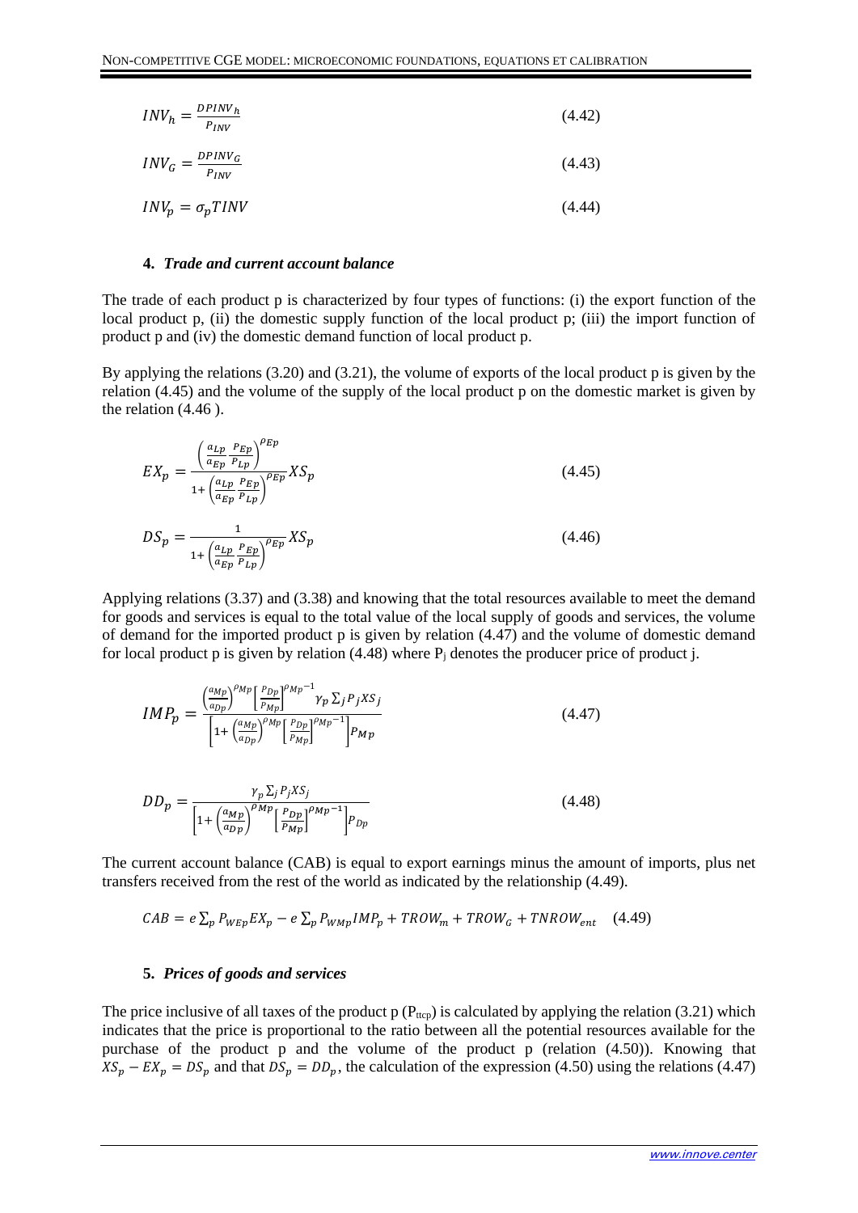$$INV_h = \frac{DPINV_h}{P_{INV}} \tag{4.42}$$

$$INV_G = \frac{DPINV_G}{P_{INV}} \tag{4.43}$$

$$INV_p = \sigma_p TINV \tag{4.44}$$

### 4. *Trade and current account balance*

The trade of each product p is characterized by four types of functions: (i) the export function of the local product p, (ii) the domestic supply function of the local product p; (iii) the import function of product p and (iv) the domestic demand function of local product p.

By applying the relations (3.20) and (3.21), the volume of exports of the local product p is given by the relation (4.45) and the volume of the supply of the local product p on the domestic market is given by the relation (4.46 ).

$$EX_p = \frac{\left(\frac{a_{Lp}}{a_{Ep}}\frac{P_{Ep}}{P_{Lp}}\right)^{\rho_{Ep}}}{1+\left(\frac{a_{Lp}}{a_{Ep}}\frac{P_{Ep}}{P_{Lp}}\right)^{\rho_{Ep}}} XS_p \tag{4.45}$$

$$DS_p = \frac{1}{1+\left(\frac{a_{Lp}}{a_{Ep}}\frac{P_{Ep}}{P_{Lp}}\right)^{\rho_{Ep}}} XS_p \tag{4.46}$$

Applying relations (3.37) and (3.38) and knowing that the total resources available to meet the demand for goods and services is equal to the total value of the local supply of goods and services, the volume of demand for the imported product p is given by relation (4.47) and the volume of domestic demand for local product p is given by relation (4.48) where $P_j$ denotes the producer price of product j.

$$IMP_p = \frac{\left(\frac{a_{Mp}}{a_{Dp}}\right)^{\rho_{Mp}}\left[\frac{P_{Dp}}{P_{Mp}}\right]^{\rho_{Mp}-1}\gamma_p \sum_j P_j XS_j}{\left[1+\left(\frac{a_{Mp}}{a_{Dp}}\right)^{\rho_{Mp}}\left[\frac{P_{Dp}}{P_{Mp}}\right]^{\rho_{Mp}-1}\right]P_{Mp}} \tag{4.47}$$

$$DD_p = \frac{\gamma_p \sum_j P_j XS_j}{\left[1+\left(\frac{a_{Mp}}{a_{Dp}}\right)^{\rho_{Mp}}\left[\frac{P_{Dp}}{P_{Mp}}\right]^{\rho_{Mp}-1}\right]P_{Dp}} \tag{4.48}$$

The current account balance (CAB) is equal to export earnings minus the amount of imports, plus net transfers received from the rest of the world as indicated by the relationship (4.49).

$$CAB = e\sum_p P_{WEp}EX_p - e\sum_p P_{WMp}IMP_p + TROW_m + TROW_G + TNROW_{ent} \tag{4.49}$$

### 5. *Prices of goods and services*

The price inclusive of all taxes of the product p ($P_{ttcp}$) is calculated by applying the relation (3.21) which indicates that the price is proportional to the ratio between all the potential resources available for the purchase of the product p and the volume of the product p (relation (4.50)). Knowing that $XS_p - EX_p = DS_p$ and that $DS_p = DD_p$, the calculation of the expression (4.50) using the relations (4.47)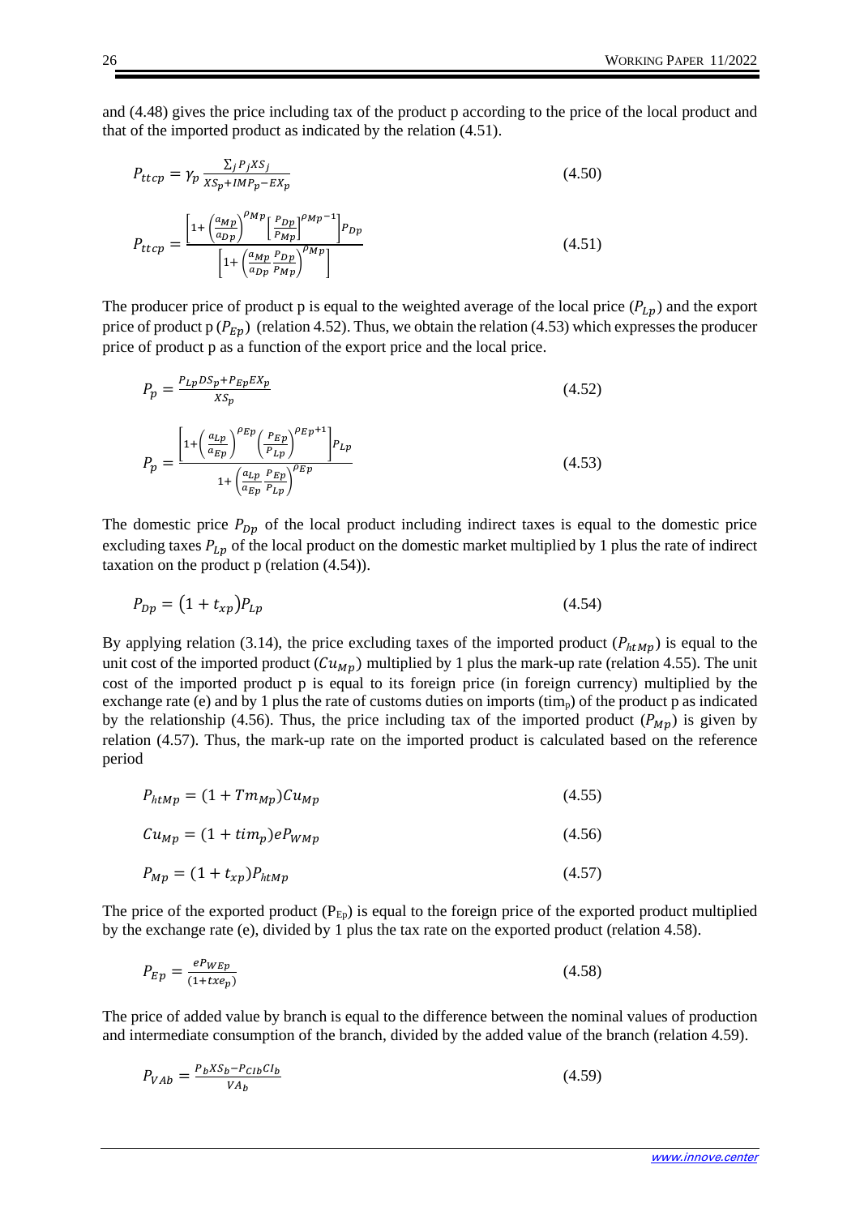and (4.48) gives the price including tax of the product p according to the price of the local product and that of the imported product as indicated by the relation (4.51).

$$P_{ttcp} = \gamma_p \frac{\sum_j P_j XS_j}{XS_p + IMP_p - EX_p} \tag{4.50}$$

$$P_{ttcp} = \frac{\left[1 + \left(\frac{a_{Mp}}{a_{Dp}}\right)^{\rho_{Mp}} \left[\frac{P_{Dp}}{P_{Mp}}\right]^{\rho_{Mp}-1}\right] P_{Dp}}{\left[1 + \left(\frac{a_{Mp}}{a_{Dp}} \frac{P_{Dp}}{P_{Mp}}\right)^{\rho_{Mp}}\right]} \tag{4.51}$$

The producer price of product p is equal to the weighted average of the local price ($P_{Lp}$) and the export price of product p ($P_{Ep}$) (relation 4.52). Thus, we obtain the relation (4.53) which expresses the producer price of product p as a function of the export price and the local price.

$$P_p = \frac{P_{Lp} DS_p + P_{Ep} EX_p}{XS_p} \tag{4.52}$$

$$P_p = \frac{\left[1 + \left(\frac{a_{Lp}}{a_{Ep}}\right)^{\rho_{Ep}} \left(\frac{P_{Ep}}{P_{Lp}}\right)^{\rho_{Ep}+1}\right] P_{Lp}}{1 + \left(\frac{a_{Lp}}{a_{Ep}} \frac{P_{Ep}}{P_{Lp}}\right)^{\rho_{Ep}}} \tag{4.53}$$

The domestic price $P_{Dp}$ of the local product including indirect taxes is equal to the domestic price excluding taxes $P_{Lp}$ of the local product on the domestic market multiplied by 1 plus the rate of indirect taxation on the product p (relation (4.54)).

$$P_{Dp} = (1 + t_{xp}) P_{Lp} \tag{4.54}$$

By applying relation (3.14), the price excluding taxes of the imported product ($P_{htMp}$) is equal to the unit cost of the imported product ($Cu_{Mp}$) multiplied by 1 plus the mark-up rate (relation 4.55). The unit cost of the imported product p is equal to its foreign price (in foreign currency) multiplied by the exchange rate (e) and by 1 plus the rate of customs duties on imports ($tim_p$) of the product p as indicated by the relationship (4.56). Thus, the price including tax of the imported product ($P_{Mp}$) is given by relation (4.57). Thus, the mark-up rate on the imported product is calculated based on the reference period

$$P_{htMp} = (1 + Tm_{Mp}) Cu_{Mp} \tag{4.55}$$

$$Cu_{Mp} = (1 + tim_p) e P_{WMp} \tag{4.56}$$

$$P_{Mp} = (1 + t_{xp}) P_{htMp} \tag{4.57}$$

The price of the exported product ($P_{Ep}$) is equal to the foreign price of the exported product multiplied by the exchange rate (e), divided by 1 plus the tax rate on the exported product (relation 4.58).

$$P_{Ep} = \frac{e P_{WEp}}{(1 + txe_p)} \tag{4.58}$$

The price of added value by branch is equal to the difference between the nominal values of production and intermediate consumption of the branch, divided by the added value of the branch (relation 4.59).

$$P_{VAb} = \frac{P_b XS_b - P_{CIb} CI_b}{VA_b} \tag{4.59}$$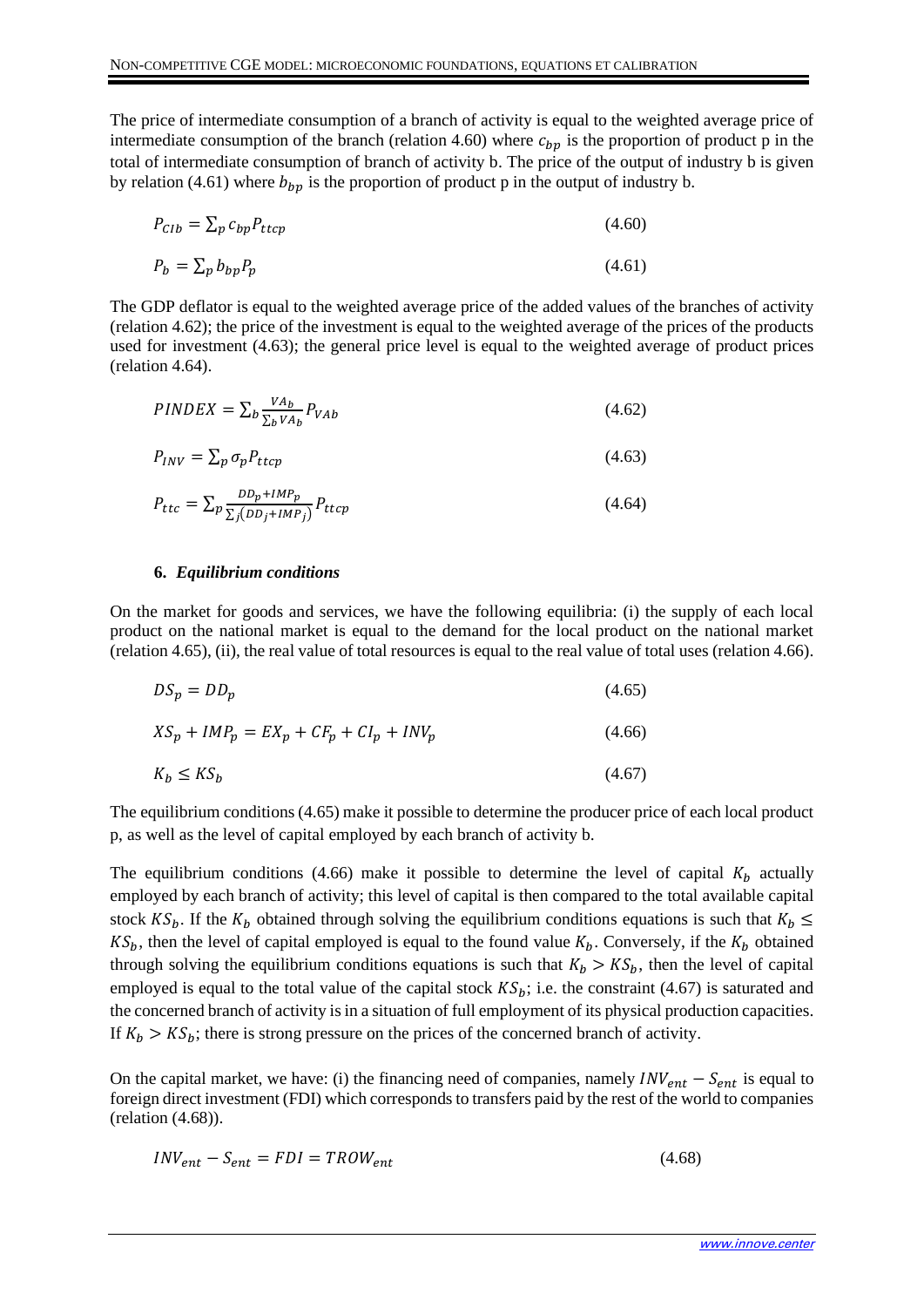The price of intermediate consumption of a branch of activity is equal to the weighted average price of intermediate consumption of the branch (relation 4.60) where $c_{bp}$ is the proportion of product p in the total of intermediate consumption of branch of activity b. The price of the output of industry b is given by relation (4.61) where $b_{bp}$ is the proportion of product p in the output of industry b.

$$P_{CIb} = \sum_p c_{bp} P_{ttcp} \tag{4.60}$$

$$P_b = \sum_p b_{bp} P_p \tag{4.61}$$

The GDP deflator is equal to the weighted average price of the added values of the branches of activity (relation 4.62); the price of the investment is equal to the weighted average of the prices of the products used for investment (4.63); the general price level is equal to the weighted average of product prices (relation 4.64).

$$PINDEX = \sum_b \frac{VA_b}{\sum_b VA_b} P_{VAb} \tag{4.62}$$

$$P_{INV} = \sum_p \sigma_p P_{ttcp} \tag{4.63}$$

$$P_{ttc} = \sum_p \frac{DD_p + IMP_p}{\sum_j (DD_j + IMP_j)} P_{ttcp} \tag{4.64}$$

### 6. *Equilibrium conditions*

On the market for goods and services, we have the following equilibria: (i) the supply of each local product on the national market is equal to the demand for the local product on the national market (relation 4.65), (ii), the real value of total resources is equal to the real value of total uses (relation 4.66).

$$DS_p = DD_p \tag{4.65}$$

$$XS_p + IMP_p = EX_p + CF_p + CI_p + INV_p \tag{4.66}$$

$$K_b \leq KS_b \tag{4.67}$$

The equilibrium conditions (4.65) make it possible to determine the producer price of each local product p, as well as the level of capital employed by each branch of activity b.

The equilibrium conditions (4.66) make it possible to determine the level of capital $K_b$ actually employed by each branch of activity; this level of capital is then compared to the total available capital stock $KS_b$. If the $K_b$ obtained through solving the equilibrium conditions equations is such that $K_b \leq KS_b$, then the level of capital employed is equal to the found value $K_b$. Conversely, if the $K_b$ obtained through solving the equilibrium conditions equations is such that $K_b > KS_b$, then the level of capital employed is equal to the total value of the capital stock $KS_b$; i.e. the constraint (4.67) is saturated and the concerned branch of activity is in a situation of full employment of its physical production capacities. If $K_b > KS_b$; there is strong pressure on the prices of the concerned branch of activity.

On the capital market, we have: (i) the financing need of companies, namely $INV_{ent} - S_{ent}$ is equal to foreign direct investment (FDI) which corresponds to transfers paid by the rest of the world to companies (relation (4.68)).

$$INV_{ent} - S_{ent} = FDI = TROW_{ent} \tag{4.68}$$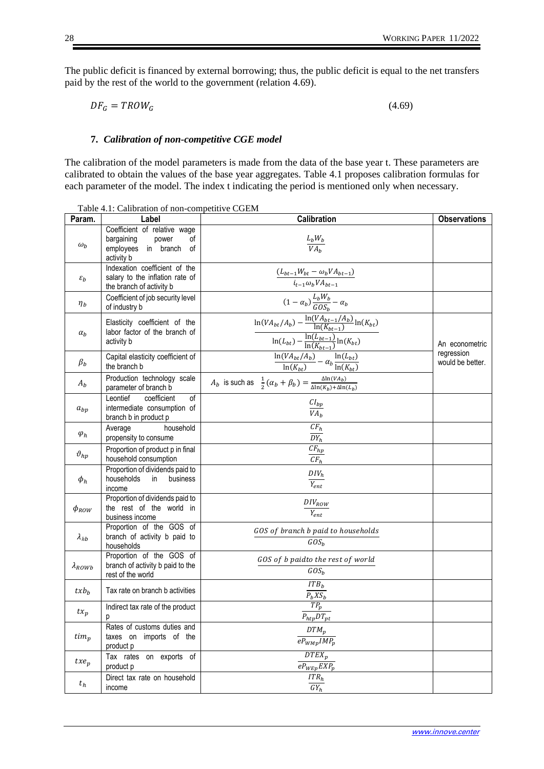The public deficit is financed by external borrowing; thus, the public deficit is equal to the net transfers paid by the rest of the world to the government (relation 4.69).

$$DF_G = TROW_G \tag{4.69}$$

### 7. *Calibration of non-competitive CGE model*

The calibration of the model parameters is made from the data of the base year t. These parameters are calibrated to obtain the values of the base year aggregates. Table 4.1 proposes calibration formulas for each parameter of the model. The index t indicating the period is mentioned only when necessary.

Table 4.1: Calibration of non-competitive CGEM

| Param. | Label | Calibration | Observations |
|---|---|---|---|
| $\omega_b$ | Coefficient of relative wage bargaining power of employees in branch of activity b | $\frac{L_b W_b}{VA_b}$ | |
| $\varepsilon_b$ | Indexation coefficient of the salary to the inflation rate of the branch of activity b | $\frac{(L_{bt-1}W_{bt} - \omega_b VA_{bt-1})}{i_{t-1}\omega_b VA_{bt-1}}$ | |
| $\eta_b$ | Coefficient of job security level of industry b | $(1-\alpha_b)\frac{L_b W_b}{GOS_b} - \alpha_b$ | |
| $\alpha_b$ | Elasticity coefficient of the labor factor of the branch of activity b | $\frac{\ln(VA_{bt}/A_b) - \frac{\ln(VA_{bt-1}/A_b)}{\ln(K_{bt-1})}\ln(K_{bt})}{\ln(L_{bt}) - \frac{\ln(L_{bt-1})}{\ln(K_{bt-1})}\ln(K_{bt})}$ | An econometric regression would be better. |
| $\beta_b$ | Capital elasticity coefficient of the branch b | $\frac{\ln(VA_{bt}/A_b)}{\ln(K_{bt})} - \alpha_b \frac{\ln(L_{bt})}{\ln(K_{bt})}$ | |
| $A_b$ | Production technology scale parameter of branch b | $A_b$ is such as $\frac{1}{2}(\alpha_b + \beta_b) = \frac{\Delta\ln(VA_b)}{\Delta\ln(K_b)+\Delta\ln(L_b)}$ | |
| $a_{bp}$ | Leontief coefficient of intermediate consumption of branch b in product p | $\frac{CI_{bp}}{VA_b}$ | |
| $\varphi_h$ | Average household propensity to consume | $\frac{CF_h}{DY_h}$ | |
| $\vartheta_{hp}$ | Proportion of product p in final household consumption | $\frac{CF_{hp}}{CF_h}$ | |
| $\phi_h$ | Proportion of dividends paid to households in business income | $\frac{DIV_h}{Y_{ent}}$ | |
| $\phi_{ROW}$ | Proportion of dividends paid to the rest of the world in business income | $\frac{DIV_{ROW}}{Y_{ent}}$ | |
| $\lambda_{hb}$ | Proportion of the GOS of branch of activity b paid to households | $\frac{GOS\ of\ branch\ b\ paid\ to\ households}{GOS_b}$ | |
| $\lambda_{ROWb}$ | Proportion of the GOS of branch of activity b paid to the rest of the world | $\frac{GOS\ of\ b\ paidto\ the\ rest\ of\ world}{GOS_b}$ | |
| $txb_b$ | Tax rate on branch b activities | $\frac{ITB_b}{P_b XS_b}$ | |
| $tx_p$ | Indirect tax rate of the product p | $\frac{TP_p}{P_{htp}DT_{pt}}$ | |
| $tim_p$ | Rates of customs duties and taxes on imports of the product p | $\frac{DTM_p}{eP_{WMp}IMP_p}$ | |
| $txe_p$ | Tax rates on exports of product p | $\frac{DTEX_p}{eP_{WEp}EXP_p}$ | |
| $t_h$ | Direct tax rate on household income | $\frac{ITR_h}{GY_h}$ | |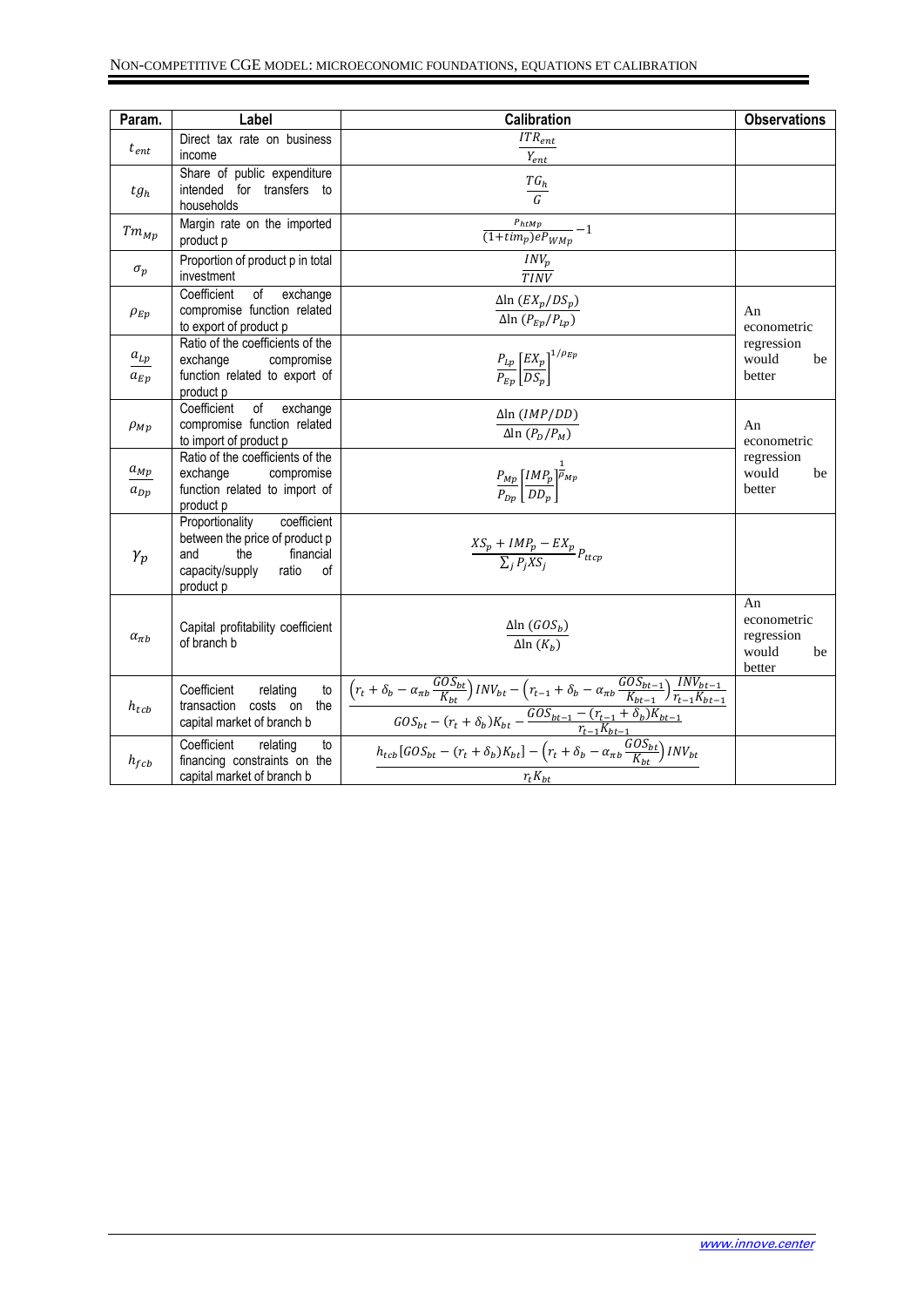| Param. | Label | Calibration | Observations |
|---|---|---|---|
| $t_{ent}$ | Direct tax rate on business income | $\frac{ITR_{ent}}{Y_{ent}}$ | |
| $tg_h$ | Share of public expenditure intended for transfers to households | $\frac{TG_h}{G}$ | |
| $Tm_{Mp}$ | Margin rate on the imported product p | $\frac{P_{htMp}}{(1+timp)eP_{WMp}}-1$ | |
| $\sigma_p$ | Proportion of product p in total investment | $\frac{INV_p}{TINV}$ | |
| $\rho_{Ep}$ | Coefficient of exchange compromise function related to export of product p | $\frac{\Delta \ln (EX_p/DS_p)}{\Delta \ln (P_{Ep}/P_{Lp})}$ | An econometric regression would be better |
| $\frac{a_{Lp}}{a_{Ep}}$ | Ratio of the coefficients of the exchange compromise function related to export of product p | $\frac{P_{Lp}}{P_{Ep}}\left[\frac{EX_p}{DS_p}\right]^{1/\rho_{Ep}}$ | |
| $\rho_{Mp}$ | Coefficient of exchange compromise function related to import of product p | $\frac{\Delta \ln (IMP/DD)}{\Delta \ln (P_D/P_M)}$ | An econometric regression would be better |
| $\frac{a_{Mp}}{a_{Dp}}$ | Ratio of the coefficients of the exchange compromise function related to import of product p | $\frac{P_{Mp}}{P_{Dp}}\left[\frac{IMP_p}{DD_p}\right]^{\frac{1}{\rho_{Mp}}}$ | |
| $\gamma_p$ | Proportionality coefficient between the price of product p and the financial capacity/supply ratio of product p | $\frac{XS_p + IMP_p - EX_p}{\sum_j P_j XS_j} P_{ttcp}$ | |
| $\alpha_{\pi b}$ | Capital profitability coefficient of branch b | $\frac{\Delta \ln (GOS_b)}{\Delta \ln (K_b)}$ | An econometric regression would be better |
| $h_{tcb}$ | Coefficient relating to transaction costs on the capital market of branch b | $\frac{\left(r_t+\delta_b-\alpha_{\pi b}\frac{GOS_{bt}}{K_{bt}}\right)INV_{bt}-\left(r_{t-1}+\delta_b-\alpha_{\pi b}\frac{GOS_{bt-1}}{K_{bt-1}}\right)\frac{INV_{bt-1}}{r_{t-1}K_{bt-1}}}{GOS_{bt}-(r_t+\delta_b)K_{bt}-\frac{GOS_{bt-1}-(r_{t-1}+\delta_b)K_{bt-1}}{r_{t-1}K_{bt-1}}}$ | |
| $h_{fcb}$ | Coefficient relating to financing constraints on the capital market of branch b | $\frac{h_{tcb}[GOS_{bt}-(r_t+\delta_b)K_{bt}]-\left(r_t+\delta_b-\alpha_{\pi b}\frac{GOS_{bt}}{K_{bt}}\right)INV_{bt}}{r_t K_{bt}}$ | |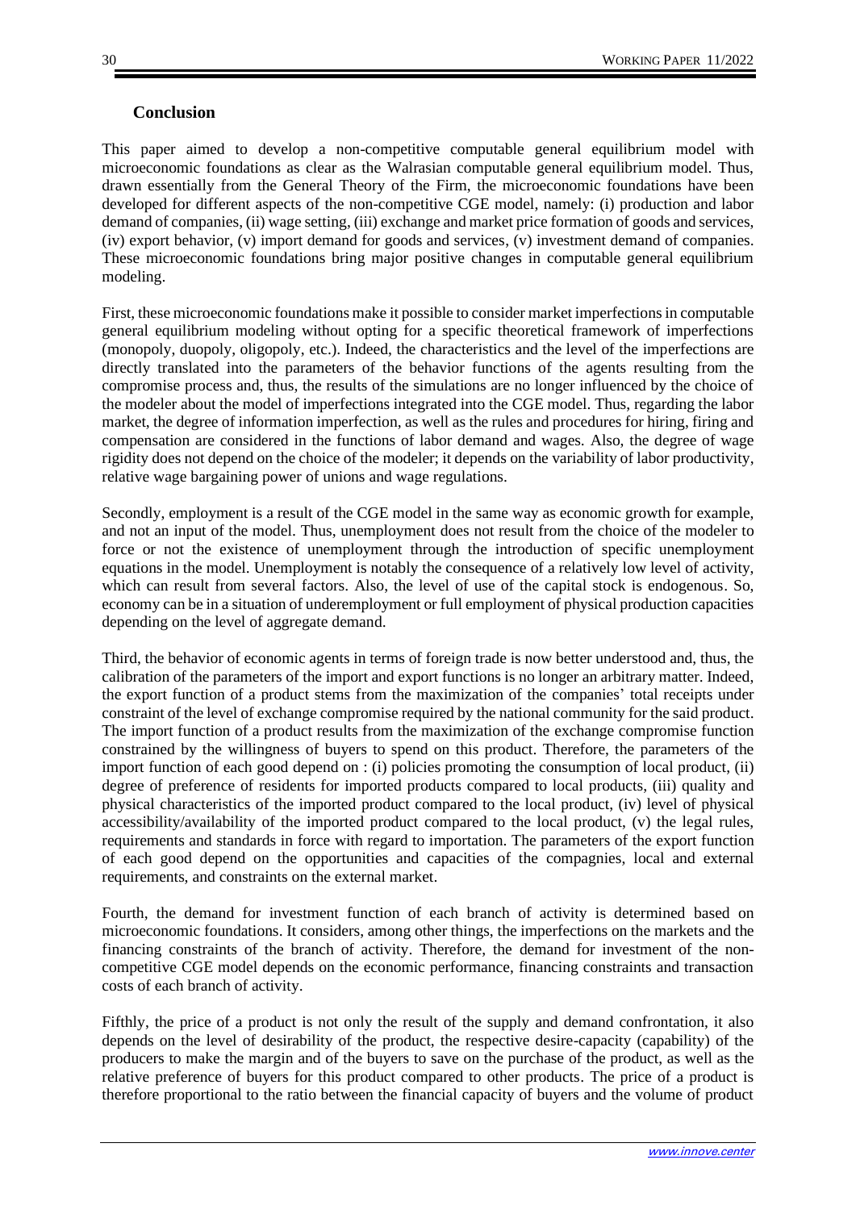## Conclusion

This paper aimed to develop a non-competitive computable general equilibrium model with microeconomic foundations as clear as the Walrasian computable general equilibrium model. Thus, drawn essentially from the General Theory of the Firm, the microeconomic foundations have been developed for different aspects of the non-competitive CGE model, namely: (i) production and labor demand of companies, (ii) wage setting, (iii) exchange and market price formation of goods and services, (iv) export behavior, (v) import demand for goods and services, (v) investment demand of companies. These microeconomic foundations bring major positive changes in computable general equilibrium modeling.

First, these microeconomic foundations make it possible to consider market imperfections in computable general equilibrium modeling without opting for a specific theoretical framework of imperfections (monopoly, duopoly, oligopoly, etc.). Indeed, the characteristics and the level of the imperfections are directly translated into the parameters of the behavior functions of the agents resulting from the compromise process and, thus, the results of the simulations are no longer influenced by the choice of the modeler about the model of imperfections integrated into the CGE model. Thus, regarding the labor market, the degree of information imperfection, as well as the rules and procedures for hiring, firing and compensation are considered in the functions of labor demand and wages. Also, the degree of wage rigidity does not depend on the choice of the modeler; it depends on the variability of labor productivity, relative wage bargaining power of unions and wage regulations.

Secondly, employment is a result of the CGE model in the same way as economic growth for example, and not an input of the model. Thus, unemployment does not result from the choice of the modeler to force or not the existence of unemployment through the introduction of specific unemployment equations in the model. Unemployment is notably the consequence of a relatively low level of activity, which can result from several factors. Also, the level of use of the capital stock is endogenous. So, economy can be in a situation of underemployment or full employment of physical production capacities depending on the level of aggregate demand.

Third, the behavior of economic agents in terms of foreign trade is now better understood and, thus, the calibration of the parameters of the import and export functions is no longer an arbitrary matter. Indeed, the export function of a product stems from the maximization of the companies' total receipts under constraint of the level of exchange compromise required by the national community for the said product. The import function of a product results from the maximization of the exchange compromise function constrained by the willingness of buyers to spend on this product. Therefore, the parameters of the import function of each good depend on : (i) policies promoting the consumption of local product, (ii) degree of preference of residents for imported products compared to local products, (iii) quality and physical characteristics of the imported product compared to the local product, (iv) level of physical accessibility/availability of the imported product compared to the local product, (v) the legal rules, requirements and standards in force with regard to importation. The parameters of the export function of each good depend on the opportunities and capacities of the compagnies, local and external requirements, and constraints on the external market.

Fourth, the demand for investment function of each branch of activity is determined based on microeconomic foundations. It considers, among other things, the imperfections on the markets and the financing constraints of the branch of activity. Therefore, the demand for investment of the non-competitive CGE model depends on the economic performance, financing constraints and transaction costs of each branch of activity.

Fifthly, the price of a product is not only the result of the supply and demand confrontation, it also depends on the level of desirability of the product, the respective desire-capacity (capability) of the producers to make the margin and of the buyers to save on the purchase of the product, as well as the relative preference of buyers for this product compared to other products. The price of a product is therefore proportional to the ratio between the financial capacity of buyers and the volume of product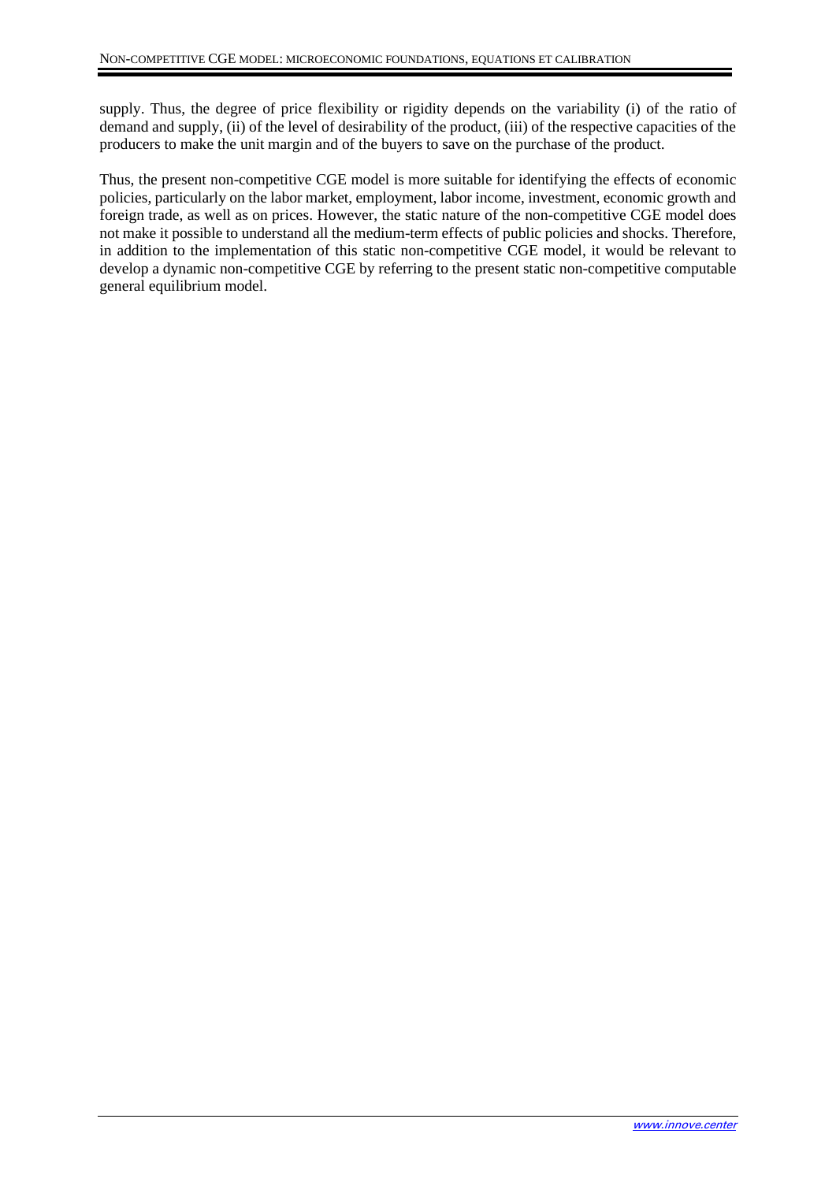supply. Thus, the degree of price flexibility or rigidity depends on the variability (i) of the ratio of demand and supply, (ii) of the level of desirability of the product, (iii) of the respective capacities of the producers to make the unit margin and of the buyers to save on the purchase of the product.

Thus, the present non-competitive CGE model is more suitable for identifying the effects of economic policies, particularly on the labor market, employment, labor income, investment, economic growth and foreign trade, as well as on prices. However, the static nature of the non-competitive CGE model does not make it possible to understand all the medium-term effects of public policies and shocks. Therefore, in addition to the implementation of this static non-competitive CGE model, it would be relevant to develop a dynamic non-competitive CGE by referring to the present static non-competitive computable general equilibrium model.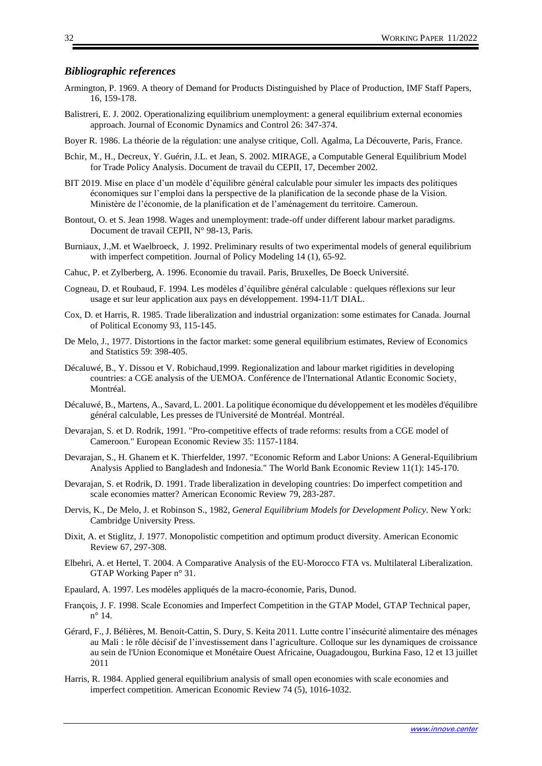### *Bibliographic references*

Armington, P. 1969. A theory of Demand for Products Distinguished by Place of Production, IMF Staff Papers, 16, 159-178.

Balistreri, E. J. 2002. Operationalizing equilibrium unemployment: a general equilibrium external economies approach. Journal of Economic Dynamics and Control 26: 347-374.

Boyer R. 1986. La théorie de la régulation: une analyse critique, Coll. Agalma, La Découverte, Paris, France.

Bchir, M., H., Decreux, Y. Guérin, J.L. et Jean, S. 2002. MIRAGE, a Computable General Equilibrium Model for Trade Policy Analysis. Document de travail du CEPII, 17, December 2002.

BIT 2019. Mise en place d'un modèle d'équilibre général calculable pour simuler les impacts des politiques économiques sur l'emploi dans la perspective de la planification de la seconde phase de la Vision. Ministère de l'économie, de la planification et de l'aménagement du territoire. Cameroun.

Bontout, O. et S. Jean 1998. Wages and unemployment: trade-off under different labour market paradigms. Document de travail CEPII, N° 98-13, Paris.

Burniaux, J.,M. et Waelbroeck, J. 1992. Preliminary results of two experimental models of general equilibrium with imperfect competition. Journal of Policy Modeling 14 (1), 65-92.

Cahuc, P. et Zylberberg, A. 1996. Economie du travail. Paris, Bruxelles, De Boeck Université.

Cogneau, D. et Roubaud, F. 1994. Les modèles d'équilibre général calculable : quelques réflexions sur leur usage et sur leur application aux pays en développement. 1994-11/T DIAL.

Cox, D. et Harris, R. 1985. Trade liberalization and industrial organization: some estimates for Canada. Journal of Political Economy 93, 115-145.

De Melo, J., 1977. Distortions in the factor market: some general equilibrium estimates, Review of Economics and Statistics 59: 398-405.

Décaluwé, B., Y. Dissou et V. Robichaud,1999. Regionalization and labour market rigidities in developing countries: a CGE analysis of the UEMOA. Conférence de l'International Atlantic Economic Society, Montréal.

Décaluwé, B., Martens, A., Savard, L. 2001. La politique économique du développement et les modèles d'équilibre général calculable, Les presses de l'Université de Montréal. Montréal.

Devarajan, S. et D. Rodrik, 1991. "Pro-competitive effects of trade reforms: results from a CGE model of Cameroon." European Economic Review 35: 1157-1184.

Devarajan, S., H. Ghanem et K. Thierfelder, 1997. "Economic Reform and Labor Unions: A General-Equilibrium Analysis Applied to Bangladesh and Indonesia." The World Bank Economic Review 11(1): 145-170.

Devarajan, S. et Rodrik, D. 1991. Trade liberalization in developing countries: Do imperfect competition and scale economies matter? American Economic Review 79, 283-287.

Dervis, K., De Melo, J. et Robinson S., 1982, *General Equilibrium Models for Development Policy*. New York: Cambridge University Press.

Dixit, A. et Stiglitz, J. 1977. Monopolistic competition and optimum product diversity. American Economic Review 67, 297-308.

Elbehri, A. et Hertel, T. 2004. A Comparative Analysis of the EU-Morocco FTA vs. Multilateral Liberalization. GTAP Working Paper n° 31.

Epaulard, A. 1997. Les modèles appliqués de la macro-économie, Paris, Dunod.

François, J. F. 1998. Scale Economies and Imperfect Competition in the GTAP Model, GTAP Technical paper, n° 14.

Gérard, F., J. Bélières, M. Benoit-Cattin, S. Dury, S. Keita 2011. Lutte contre l'insécurité alimentaire des ménages au Mali : le rôle décisif de l'investissement dans l'agriculture. Colloque sur les dynamiques de croissance au sein de l'Union Economique et Monétaire Ouest Africaine, Ouagadougou, Burkina Faso, 12 et 13 juillet 2011

Harris, R. 1984. Applied general equilibrium analysis of small open economies with scale economies and imperfect competition. American Economic Review 74 (5), 1016-1032.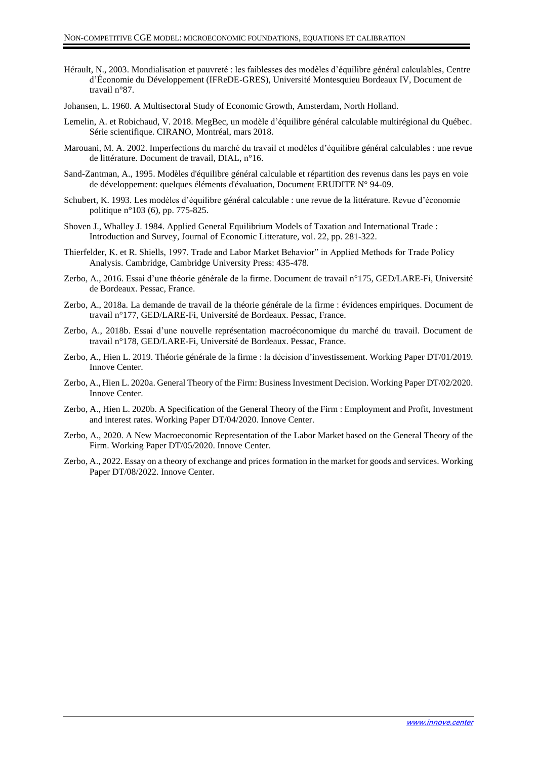Hérault, N., 2003. Mondialisation et pauvreté : les faiblesses des modèles d'équilibre général calculables, Centre d'Économie du Développement (IFReDE-GRES), Université Montesquieu Bordeaux IV, Document de travail n°87.

Johansen, L. 1960. A Multisectoral Study of Economic Growth, Amsterdam, North Holland.

Lemelin, A. et Robichaud, V. 2018. MegBec, un modèle d'équilibre général calculable multirégional du Québec. Série scientifique. CIRANO, Montréal, mars 2018.

Marouani, M. A. 2002. Imperfections du marché du travail et modèles d'équilibre général calculables : une revue de littérature. Document de travail, DIAL, n°16.

Sand-Zantman, A., 1995. Modèles d'équilibre général calculable et répartition des revenus dans les pays en voie de développement: quelques éléments d'évaluation, Document ERUDITE N° 94-09.

Schubert, K. 1993. Les modèles d'équilibre général calculable : une revue de la littérature. Revue d'économie politique n°103 (6), pp. 775-825.

Shoven J., Whalley J. 1984. Applied General Equilibrium Models of Taxation and International Trade : Introduction and Survey, Journal of Economic Litterature, vol. 22, pp. 281-322.

Thierfelder, K. et R. Shiells, 1997. Trade and Labor Market Behavior" in Applied Methods for Trade Policy Analysis. Cambridge, Cambridge University Press: 435-478.

Zerbo, A., 2016. Essai d'une théorie générale de la firme. Document de travail n°175, GED/LARE-Fi, Université de Bordeaux. Pessac, France.

Zerbo, A., 2018a. La demande de travail de la théorie générale de la firme : évidences empiriques. Document de travail n°177, GED/LARE-Fi, Université de Bordeaux. Pessac, France.

Zerbo, A., 2018b. Essai d'une nouvelle représentation macroéconomique du marché du travail. Document de travail n°178, GED/LARE-Fi, Université de Bordeaux. Pessac, France.

Zerbo, A., Hien L. 2019. Théorie générale de la firme : la décision d'investissement. Working Paper DT/01/2019. Innove Center.

Zerbo, A., Hien L. 2020a. General Theory of the Firm: Business Investment Decision. Working Paper DT/02/2020. Innove Center.

Zerbo, A., Hien L. 2020b. A Specification of the General Theory of the Firm : Employment and Profit, Investment and interest rates. Working Paper DT/04/2020. Innove Center.

Zerbo, A., 2020. A New Macroeconomic Representation of the Labor Market based on the General Theory of the Firm. Working Paper DT/05/2020. Innove Center.

Zerbo, A., 2022. Essay on a theory of exchange and prices formation in the market for goods and services. Working Paper DT/08/2022. Innove Center.